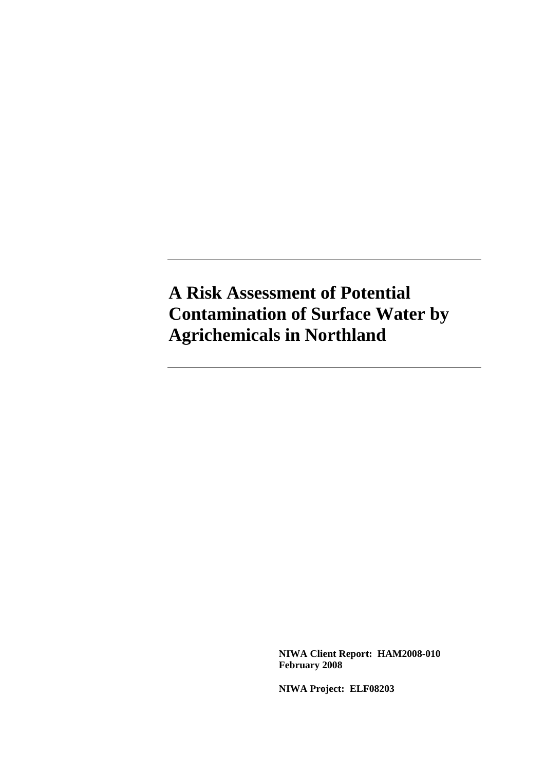# A Risk Assessment of Potential Contamination of Surface Water by Agrichemicals in Northland

**NIWA Client Report: HAM2008-010**
**February 2008**

**NIWA Project: ELF08203**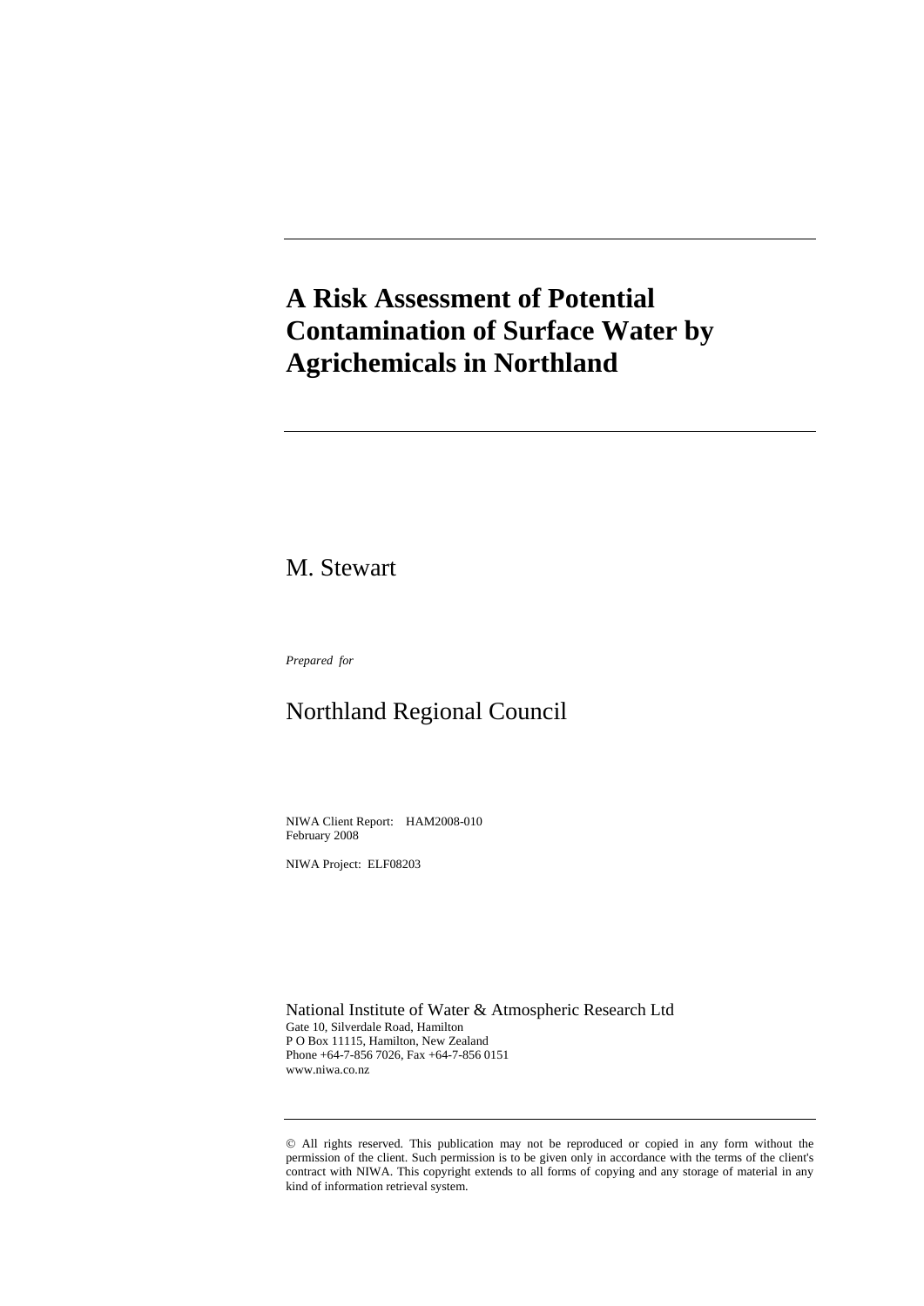# A Risk Assessment of Potential Contamination of Surface Water by Agrichemicals in Northland

M. Stewart

*Prepared for*

Northland Regional Council

NIWA Client Report: HAM2008-010
February 2008

NIWA Project: ELF08203

National Institute of Water & Atmospheric Research Ltd
Gate 10, Silverdale Road, Hamilton
P O Box 11115, Hamilton, New Zealand
Phone +64-7-856 7026, Fax +64-7-856 0151
www.niwa.co.nz

© All rights reserved. This publication may not be reproduced or copied in any form without the permission of the client. Such permission is to be given only in accordance with the terms of the client's contract with NIWA. This copyright extends to all forms of copying and any storage of material in any kind of information retrieval system.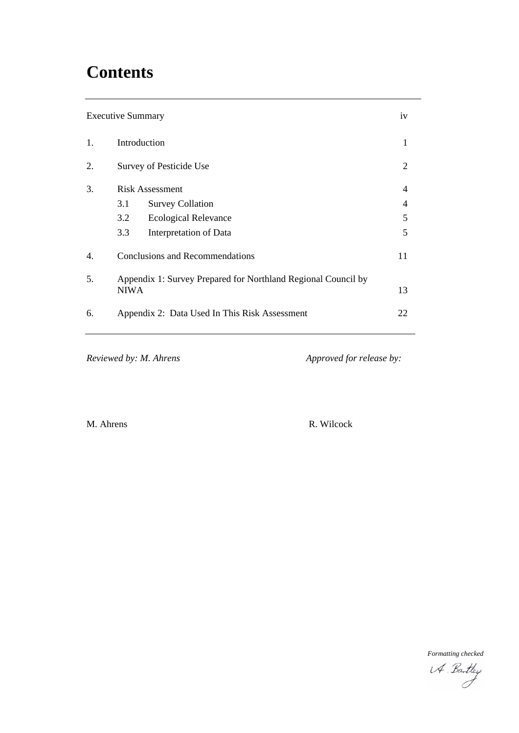# Contents

| | | |
|---|---|---|
| Executive Summary | | iv |
| 1. | Introduction | 1 |
| 2. | Survey of Pesticide Use | 2 |
| 3. | Risk Assessment | 4 |
| | 3.1 Survey Collation | 4 |
| | 3.2 Ecological Relevance | 5 |
| | 3.3 Interpretation of Data | 5 |
| 4. | Conclusions and Recommendations | 11 |
| 5. | Appendix 1: Survey Prepared for Northland Regional Council by NIWA | 13 |
| 6. | Appendix 2: Data Used In This Risk Assessment | 22 |

*Reviewed by: M. Ahrens*

M. Ahrens

*Approved for release by:*

R. Wilcock

*Formatting checked*

A. Bartley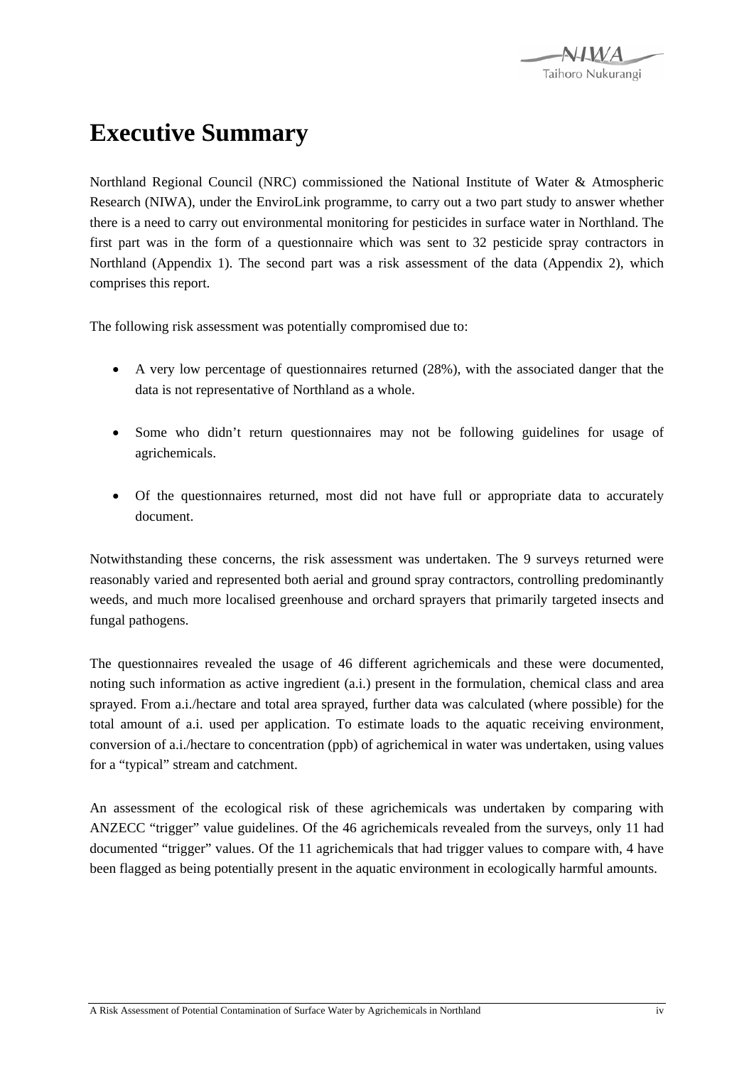# Executive Summary

Northland Regional Council (NRC) commissioned the National Institute of Water & Atmospheric Research (NIWA), under the EnviroLink programme, to carry out a two part study to answer whether there is a need to carry out environmental monitoring for pesticides in surface water in Northland. The first part was in the form of a questionnaire which was sent to 32 pesticide spray contractors in Northland (Appendix 1). The second part was a risk assessment of the data (Appendix 2), which comprises this report.

The following risk assessment was potentially compromised due to:

- A very low percentage of questionnaires returned (28%), with the associated danger that the data is not representative of Northland as a whole.
- Some who didn't return questionnaires may not be following guidelines for usage of agrichemicals.
- Of the questionnaires returned, most did not have full or appropriate data to accurately document.

Notwithstanding these concerns, the risk assessment was undertaken. The 9 surveys returned were reasonably varied and represented both aerial and ground spray contractors, controlling predominantly weeds, and much more localised greenhouse and orchard sprayers that primarily targeted insects and fungal pathogens.

The questionnaires revealed the usage of 46 different agrichemicals and these were documented, noting such information as active ingredient (a.i.) present in the formulation, chemical class and area sprayed. From a.i./hectare and total area sprayed, further data was calculated (where possible) for the total amount of a.i. used per application. To estimate loads to the aquatic receiving environment, conversion of a.i./hectare to concentration (ppb) of agrichemical in water was undertaken, using values for a "typical" stream and catchment.

An assessment of the ecological risk of these agrichemicals was undertaken by comparing with ANZECC "trigger" value guidelines. Of the 46 agrichemicals revealed from the surveys, only 11 had documented "trigger" values. Of the 11 agrichemicals that had trigger values to compare with, 4 have been flagged as being potentially present in the aquatic environment in ecologically harmful amounts.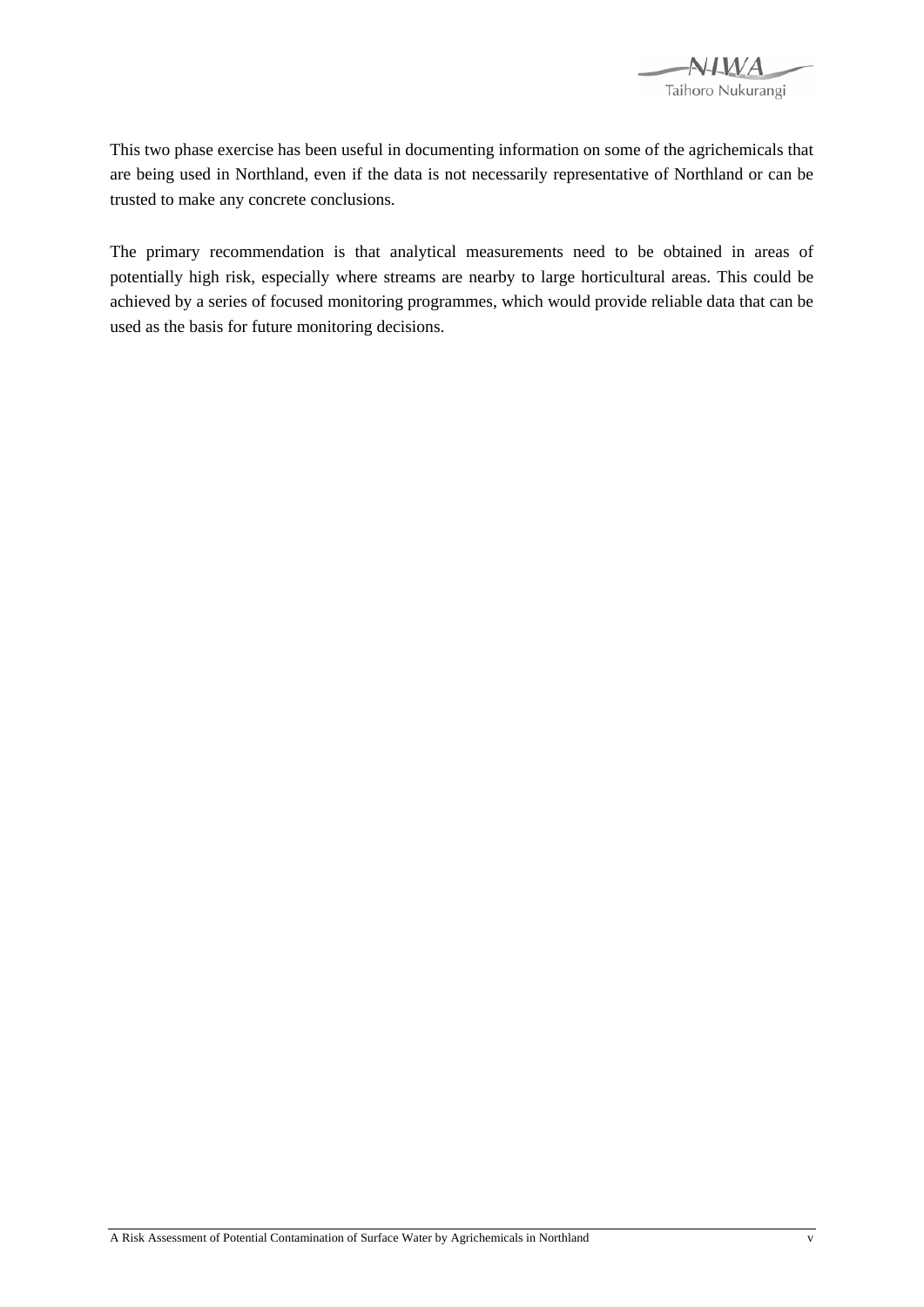This two phase exercise has been useful in documenting information on some of the agrichemicals that are being used in Northland, even if the data is not necessarily representative of Northland or can be trusted to make any concrete conclusions.

The primary recommendation is that analytical measurements need to be obtained in areas of potentially high risk, especially where streams are nearby to large horticultural areas. This could be achieved by a series of focused monitoring programmes, which would provide reliable data that can be used as the basis for future monitoring decisions.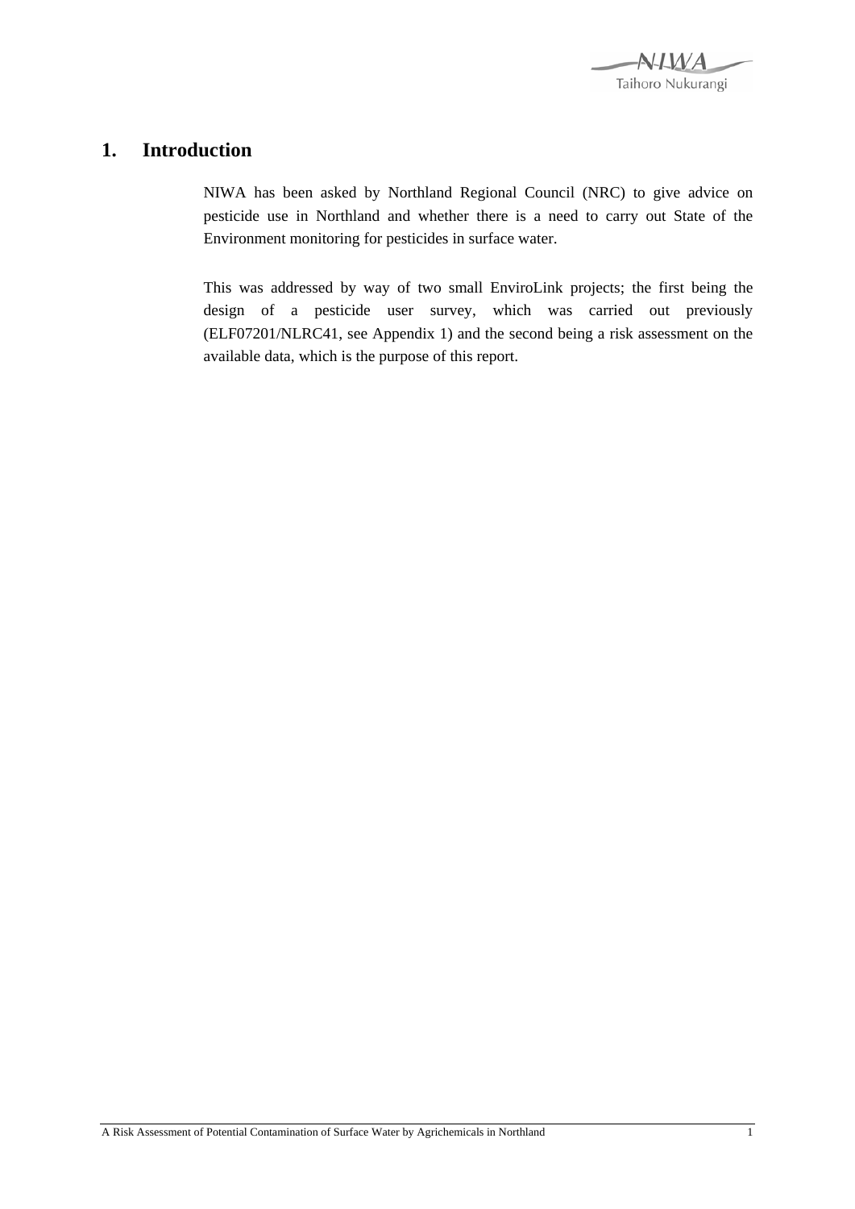# 1. Introduction

NIWA has been asked by Northland Regional Council (NRC) to give advice on pesticide use in Northland and whether there is a need to carry out State of the Environment monitoring for pesticides in surface water.

This was addressed by way of two small EnviroLink projects; the first being the design of a pesticide user survey, which was carried out previously (ELF07201/NLRC41, see Appendix 1) and the second being a risk assessment on the available data, which is the purpose of this report.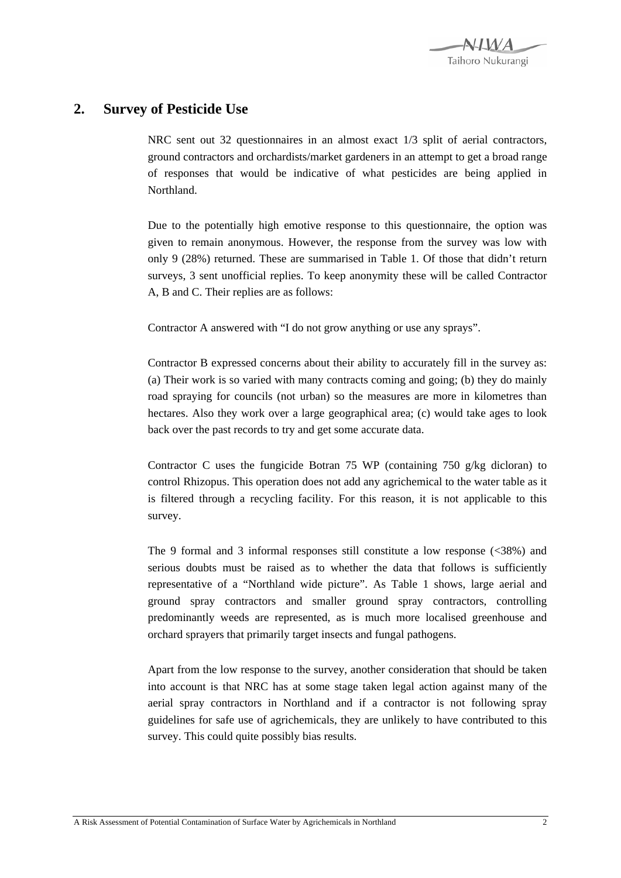## 2. Survey of Pesticide Use

NRC sent out 32 questionnaires in an almost exact 1/3 split of aerial contractors, ground contractors and orchardists/market gardeners in an attempt to get a broad range of responses that would be indicative of what pesticides are being applied in Northland.

Due to the potentially high emotive response to this questionnaire, the option was given to remain anonymous. However, the response from the survey was low with only 9 (28%) returned. These are summarised in Table 1. Of those that didn't return surveys, 3 sent unofficial replies. To keep anonymity these will be called Contractor A, B and C. Their replies are as follows:

Contractor A answered with "I do not grow anything or use any sprays".

Contractor B expressed concerns about their ability to accurately fill in the survey as: (a) Their work is so varied with many contracts coming and going; (b) they do mainly road spraying for councils (not urban) so the measures are more in kilometres than hectares. Also they work over a large geographical area; (c) would take ages to look back over the past records to try and get some accurate data.

Contractor C uses the fungicide Botran 75 WP (containing 750 g/kg dicloran) to control Rhizopus. This operation does not add any agrichemical to the water table as it is filtered through a recycling facility. For this reason, it is not applicable to this survey.

The 9 formal and 3 informal responses still constitute a low response (<38%) and serious doubts must be raised as to whether the data that follows is sufficiently representative of a "Northland wide picture". As Table 1 shows, large aerial and ground spray contractors and smaller ground spray contractors, controlling predominantly weeds are represented, as is much more localised greenhouse and orchard sprayers that primarily target insects and fungal pathogens.

Apart from the low response to the survey, another consideration that should be taken into account is that NRC has at some stage taken legal action against many of the aerial spray contractors in Northland and if a contractor is not following spray guidelines for safe use of agrichemicals, they are unlikely to have contributed to this survey. This could quite possibly bias results.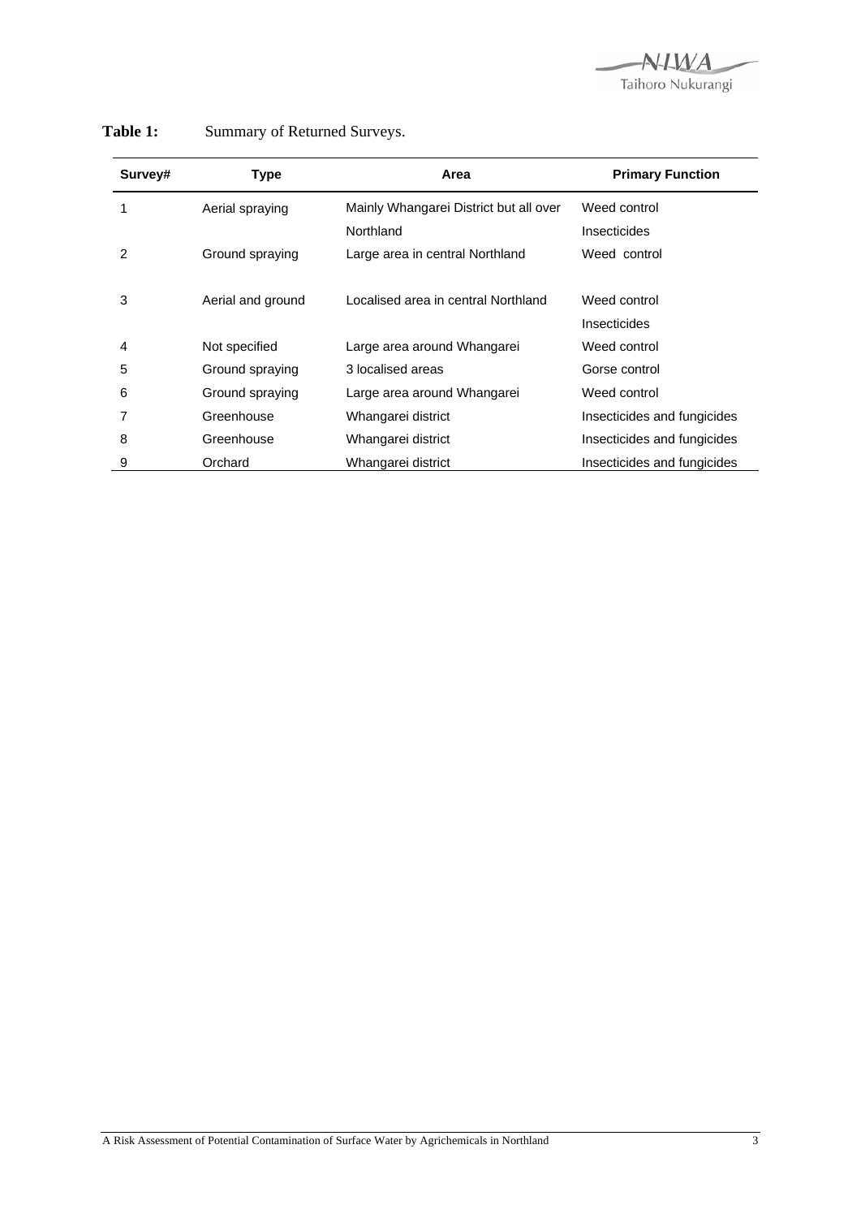**Table 1:** Summary of Returned Surveys.

| Survey# | Type | Area | Primary Function |
|---|---|---|---|
| 1 | Aerial spraying | Mainly Whangarei District but all over Northland | Weed control Insecticides |
| 2 | Ground spraying | Large area in central Northland | Weed control |
| 3 | Aerial and ground | Localised area in central Northland | Weed control Insecticides |
| 4 | Not specified | Large area around Whangarei | Weed control |
| 5 | Ground spraying | 3 localised areas | Gorse control |
| 6 | Ground spraying | Large area around Whangarei | Weed control |
| 7 | Greenhouse | Whangarei district | Insecticides and fungicides |
| 8 | Greenhouse | Whangarei district | Insecticides and fungicides |
| 9 | Orchard | Whangarei district | Insecticides and fungicides |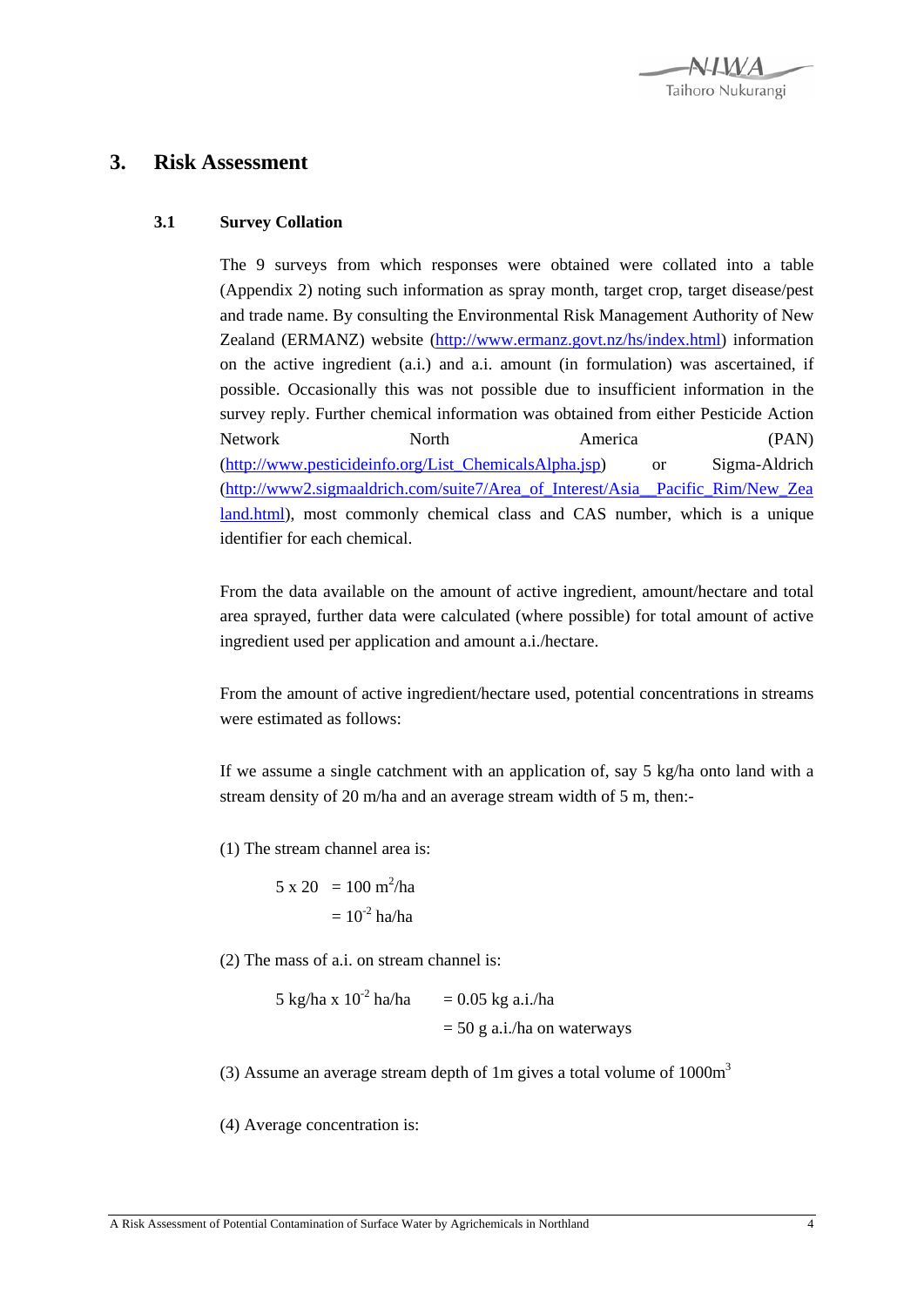# 3. Risk Assessment

## 3.1 Survey Collation

The 9 surveys from which responses were obtained were collated into a table (Appendix 2) noting such information as spray month, target crop, target disease/pest and trade name. By consulting the Environmental Risk Management Authority of New Zealand (ERMANZ) website (http://www.ermanz.govt.nz/hs/index.html) information on the active ingredient (a.i.) and a.i. amount (in formulation) was ascertained, if possible. Occasionally this was not possible due to insufficient information in the survey reply. Further chemical information was obtained from either Pesticide Action Network North America (PAN) (http://www.pesticideinfo.org/List_ChemicalsAlpha.jsp) or Sigma-Aldrich (http://www2.sigmaaldrich.com/suite7/Area_of_Interest/Asia__Pacific_Rim/New_Zealand.html), most commonly chemical class and CAS number, which is a unique identifier for each chemical.

From the data available on the amount of active ingredient, amount/hectare and total area sprayed, further data were calculated (where possible) for total amount of active ingredient used per application and amount a.i./hectare.

From the amount of active ingredient/hectare used, potential concentrations in streams were estimated as follows:

If we assume a single catchment with an application of, say 5 kg/ha onto land with a stream density of 20 m/ha and an average stream width of 5 m, then:-

(1) The stream channel area is:

$$5 \times 20 = 100 \text{ m}^2/\text{ha}$$
$$= 10^{-2} \text{ ha/ha}$$

(2) The mass of a.i. on stream channel is:

$$5 \text{ kg/ha} \times 10^{-2} \text{ ha/ha} = 0.05 \text{ kg a.i./ha}$$
$$= 50 \text{ g a.i./ha on waterways}$$

(3) Assume an average stream depth of 1m gives a total volume of $1000\text{m}^3$

(4) Average concentration is: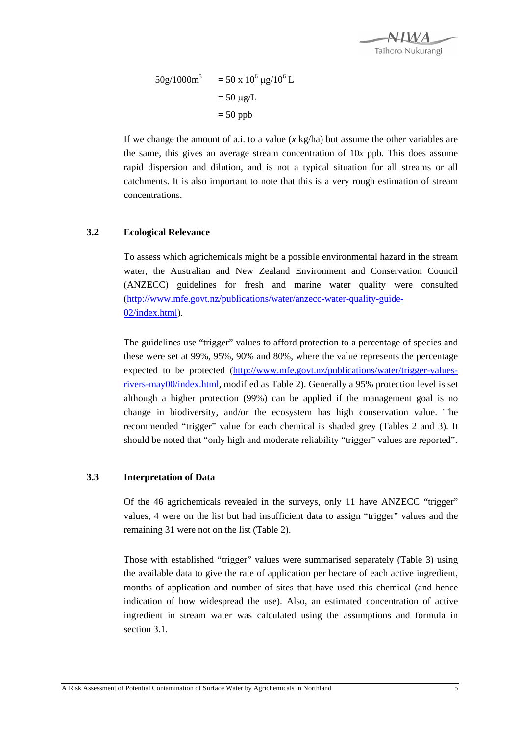$$
\begin{aligned}
50\text{g}/1000\text{m}^3 &= 50 \times 10^6\ \mu\text{g}/10^6\ \text{L} \\
&= 50\ \mu\text{g/L} \\
&= 50\ \text{ppb}
\end{aligned}
$$

If we change the amount of a.i. to a value ($x$ kg/ha) but assume the other variables are the same, this gives an average stream concentration of $10x$ ppb. This does assume rapid dispersion and dilution, and is not a typical situation for all streams or all catchments. It is also important to note that this is a very rough estimation of stream concentrations.

### 3.2 Ecological Relevance

To assess which agrichemicals might be a possible environmental hazard in the stream water, the Australian and New Zealand Environment and Conservation Council (ANZECC) guidelines for fresh and marine water quality were consulted (http://www.mfe.govt.nz/publications/water/anzecc-water-quality-guide-02/index.html).

The guidelines use "trigger" values to afford protection to a percentage of species and these were set at 99%, 95%, 90% and 80%, where the value represents the percentage expected to be protected (http://www.mfe.govt.nz/publications/water/trigger-values-rivers-may00/index.html, modified as Table 2). Generally a 95% protection level is set although a higher protection (99%) can be applied if the management goal is no change in biodiversity, and/or the ecosystem has high conservation value. The recommended "trigger" value for each chemical is shaded grey (Tables 2 and 3). It should be noted that "only high and moderate reliability "trigger" values are reported".

### 3.3 Interpretation of Data

Of the 46 agrichemicals revealed in the surveys, only 11 have ANZECC "trigger" values, 4 were on the list but had insufficient data to assign "trigger" values and the remaining 31 were not on the list (Table 2).

Those with established "trigger" values were summarised separately (Table 3) using the available data to give the rate of application per hectare of each active ingredient, months of application and number of sites that have used this chemical (and hence indication of how widespread the use). Also, an estimated concentration of active ingredient in stream water was calculated using the assumptions and formula in section 3.1.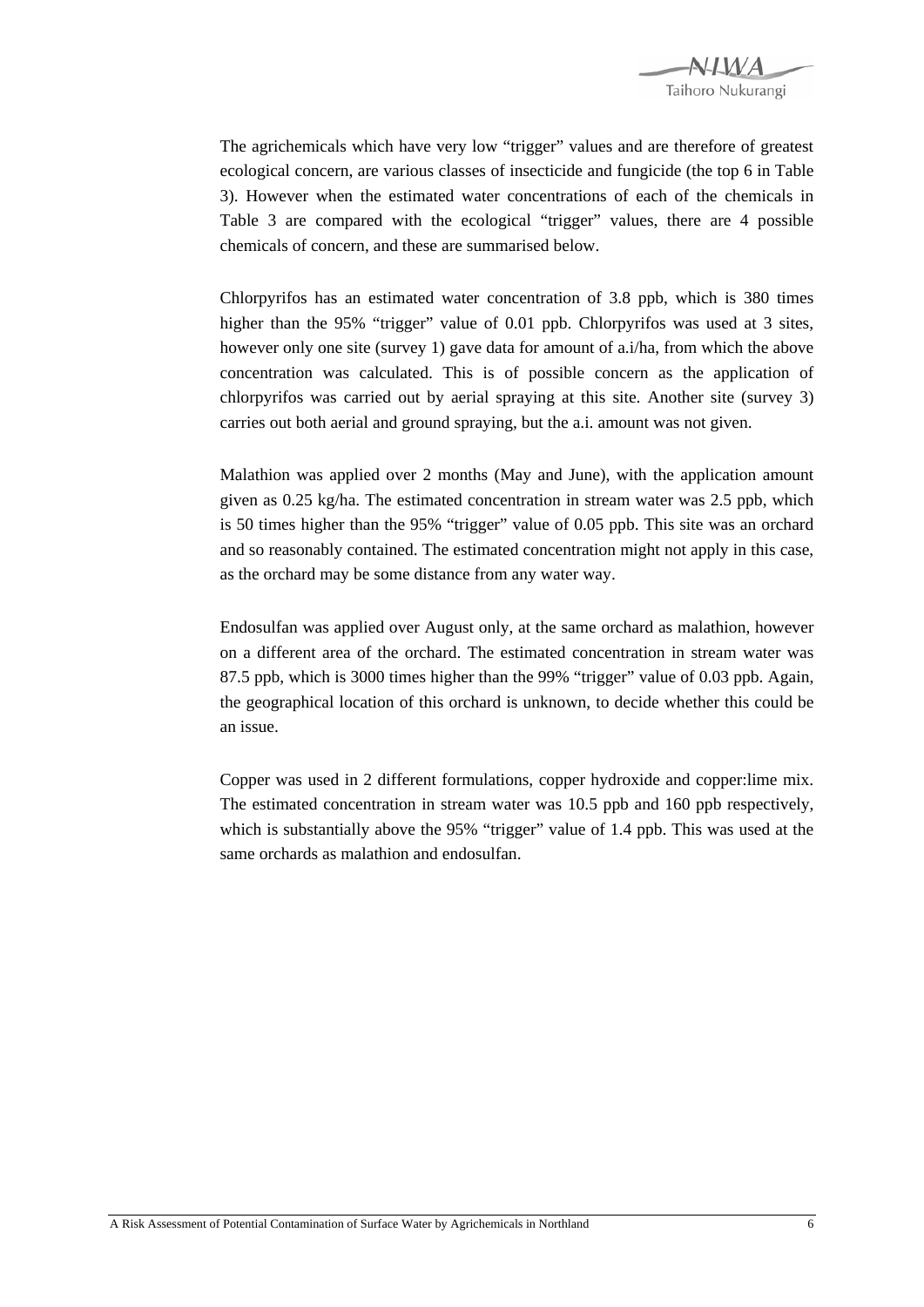The agrichemicals which have very low "trigger" values and are therefore of greatest ecological concern, are various classes of insecticide and fungicide (the top 6 in Table 3). However when the estimated water concentrations of each of the chemicals in Table 3 are compared with the ecological "trigger" values, there are 4 possible chemicals of concern, and these are summarised below.

Chlorpyrifos has an estimated water concentration of 3.8 ppb, which is 380 times higher than the 95% "trigger" value of 0.01 ppb. Chlorpyrifos was used at 3 sites, however only one site (survey 1) gave data for amount of a.i/ha, from which the above concentration was calculated. This is of possible concern as the application of chlorpyrifos was carried out by aerial spraying at this site. Another site (survey 3) carries out both aerial and ground spraying, but the a.i. amount was not given.

Malathion was applied over 2 months (May and June), with the application amount given as 0.25 kg/ha. The estimated concentration in stream water was 2.5 ppb, which is 50 times higher than the 95% "trigger" value of 0.05 ppb. This site was an orchard and so reasonably contained. The estimated concentration might not apply in this case, as the orchard may be some distance from any water way.

Endosulfan was applied over August only, at the same orchard as malathion, however on a different area of the orchard. The estimated concentration in stream water was 87.5 ppb, which is 3000 times higher than the 99% "trigger" value of 0.03 ppb. Again, the geographical location of this orchard is unknown, to decide whether this could be an issue.

Copper was used in 2 different formulations, copper hydroxide and copper:lime mix. The estimated concentration in stream water was 10.5 ppb and 160 ppb respectively, which is substantially above the 95% "trigger" value of 1.4 ppb. This was used at the same orchards as malathion and endosulfan.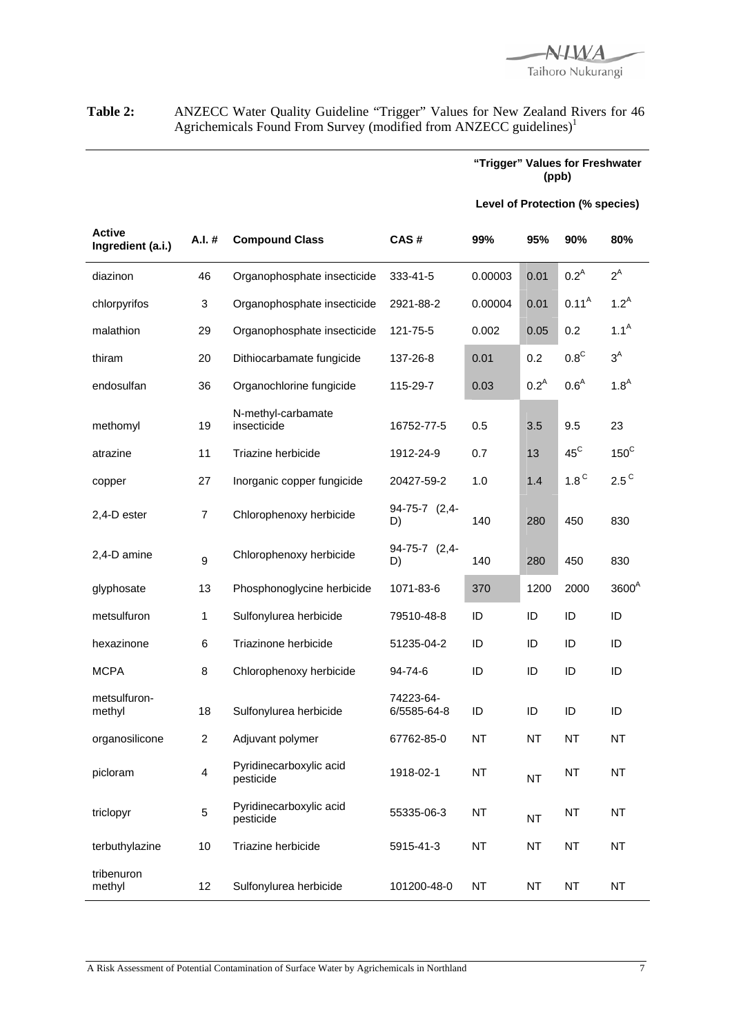**Table 2:** ANZECC Water Quality Guideline "Trigger" Values for New Zealand Rivers for 46 Agrichemicals Found From Survey (modified from ANZECC guidelines)[1]

| Active Ingredient (a.i.) | A.I. # | Compound Class | CAS # | "Trigger" Values for Freshwater (ppb) Level of Protection (% species) | | | |
|---|---|---|---|---|---|---|---|
| | | | | 99% | 95% | 90% | 80% |
| diazinon | 46 | Organophosphate insecticide | 333-41-5 | 0.00003 | 0.01 | 0.2[A] | 2[A] |
| chlorpyrifos | 3 | Organophosphate insecticide | 2921-88-2 | 0.00004 | 0.01 | 0.11[A] | 1.2[A] |
| malathion | 29 | Organophosphate insecticide | 121-75-5 | 0.002 | 0.05 | 0.2 | 1.1[A] |
| thiram | 20 | Dithiocarbamate fungicide | 137-26-8 | 0.01 | 0.2 | 0.8[C] | 3[A] |
| endosulfan | 36 | Organochlorine fungicide | 115-29-7 | 0.03 | 0.2[A] | 0.6[A] | 1.8[A] |
| methomyl | 19 | N-methyl-carbamate insecticide | 16752-77-5 | 0.5 | 3.5 | 9.5 | 23 |
| atrazine | 11 | Triazine herbicide | 1912-24-9 | 0.7 | 13 | 45[C] | 150[C] |
| copper | 27 | Inorganic copper fungicide | 20427-59-2 | 1.0 | 1.4 | 1.8[C] | 2.5[C] |
| 2,4-D ester | 7 | Chlorophenoxy herbicide | 94-75-7 (2,4-D) | 140 | 280 | 450 | 830 |
| 2,4-D amine | 9 | Chlorophenoxy herbicide | 94-75-7 (2,4-D) | 140 | 280 | 450 | 830 |
| glyphosate | 13 | Phosphonoglycine herbicide | 1071-83-6 | 370 | 1200 | 2000 | 3600[A] |
| metsulfuron | 1 | Sulfonylurea herbicide | 79510-48-8 | ID | ID | ID | ID |
| hexazinone | 6 | Triazinone herbicide | 51235-04-2 | ID | ID | ID | ID |
| MCPA | 8 | Chlorophenoxy herbicide | 94-74-6 | ID | ID | ID | ID |
| metsulfuron-methyl | 18 | Sulfonylurea herbicide | 74223-64-6/5585-64-8 | ID | ID | ID | ID |
| organosilicone | 2 | Adjuvant polymer | 67762-85-0 | NT | NT | NT | NT |
| picloram | 4 | Pyridinecarboxylic acid pesticide | 1918-02-1 | NT | NT | NT | NT |
| triclopyr | 5 | Pyridinecarboxylic acid pesticide | 55335-06-3 | NT | NT | NT | NT |
| terbuthylazine | 10 | Triazine herbicide | 5915-41-3 | NT | NT | NT | NT |
| tribenuron methyl | 12 | Sulfonylurea herbicide | 101200-48-0 | NT | NT | NT | NT |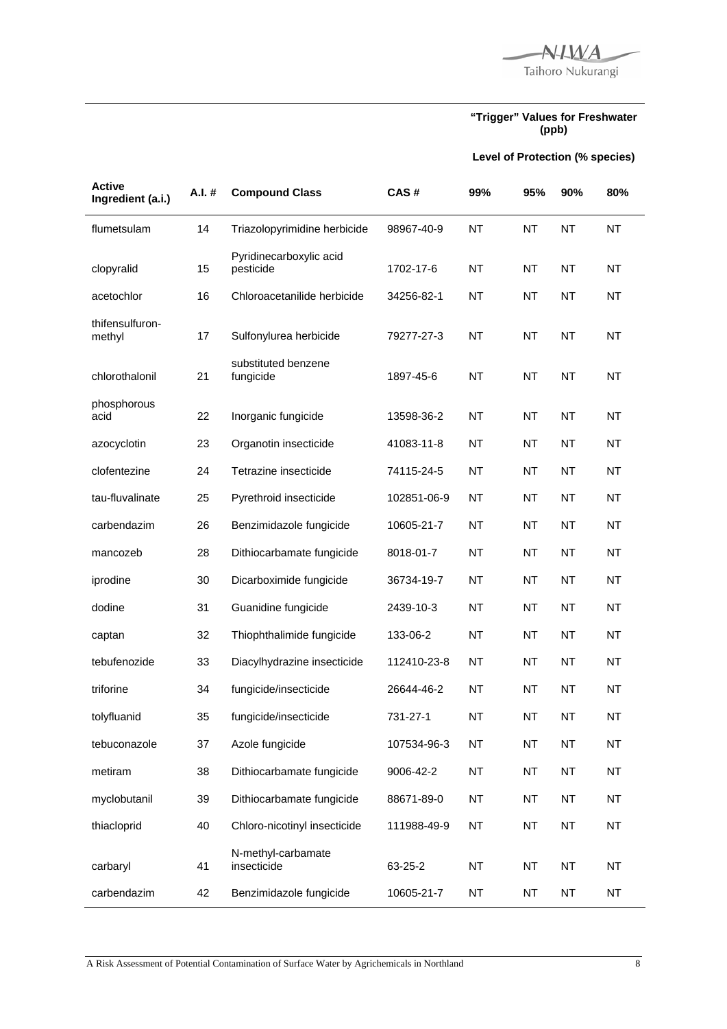| Active Ingredient (a.i.) | A.I. # | Compound Class | CAS # | "Trigger" Values for Freshwater (ppb) Level of Protection (% species) 99% | 95% | 90% | 80% |
|---|---|---|---|---|---|---|---|
| flumetsulam | 14 | Triazolopyrimidine herbicide | 98967-40-9 | NT | NT | NT | NT |
| clopyralid | 15 | Pyridinecarboxylic acid pesticide | 1702-17-6 | NT | NT | NT | NT |
| acetochlor | 16 | Chloroacetanilide herbicide | 34256-82-1 | NT | NT | NT | NT |
| thifensulfuron-methyl | 17 | Sulfonylurea herbicide | 79277-27-3 | NT | NT | NT | NT |
| chlorothalonil | 21 | substituted benzene fungicide | 1897-45-6 | NT | NT | NT | NT |
| phosphorous acid | 22 | Inorganic fungicide | 13598-36-2 | NT | NT | NT | NT |
| azocyclotin | 23 | Organotin insecticide | 41083-11-8 | NT | NT | NT | NT |
| clofentezine | 24 | Tetrazine insecticide | 74115-24-5 | NT | NT | NT | NT |
| tau-fluvalinate | 25 | Pyrethroid insecticide | 102851-06-9 | NT | NT | NT | NT |
| carbendazim | 26 | Benzimidazole fungicide | 10605-21-7 | NT | NT | NT | NT |
| mancozeb | 28 | Dithiocarbamate fungicide | 8018-01-7 | NT | NT | NT | NT |
| iprodine | 30 | Dicarboximide fungicide | 36734-19-7 | NT | NT | NT | NT |
| dodine | 31 | Guanidine fungicide | 2439-10-3 | NT | NT | NT | NT |
| captan | 32 | Thiophthalimide fungicide | 133-06-2 | NT | NT | NT | NT |
| tebufenozide | 33 | Diacylhydrazine insecticide | 112410-23-8 | NT | NT | NT | NT |
| triforine | 34 | fungicide/insecticide | 26644-46-2 | NT | NT | NT | NT |
| tolyfluanid | 35 | fungicide/insecticide | 731-27-1 | NT | NT | NT | NT |
| tebuconazole | 37 | Azole fungicide | 107534-96-3 | NT | NT | NT | NT |
| metiram | 38 | Dithiocarbamate fungicide | 9006-42-2 | NT | NT | NT | NT |
| myclobutanil | 39 | Dithiocarbamate fungicide | 88671-89-0 | NT | NT | NT | NT |
| thiacloprid | 40 | Chloro-nicotinyl insecticide | 111988-49-9 | NT | NT | NT | NT |
| carbaryl | 41 | N-methyl-carbamate insecticide | 63-25-2 | NT | NT | NT | NT |
| carbendazim | 42 | Benzimidazole fungicide | 10605-21-7 | NT | NT | NT | NT |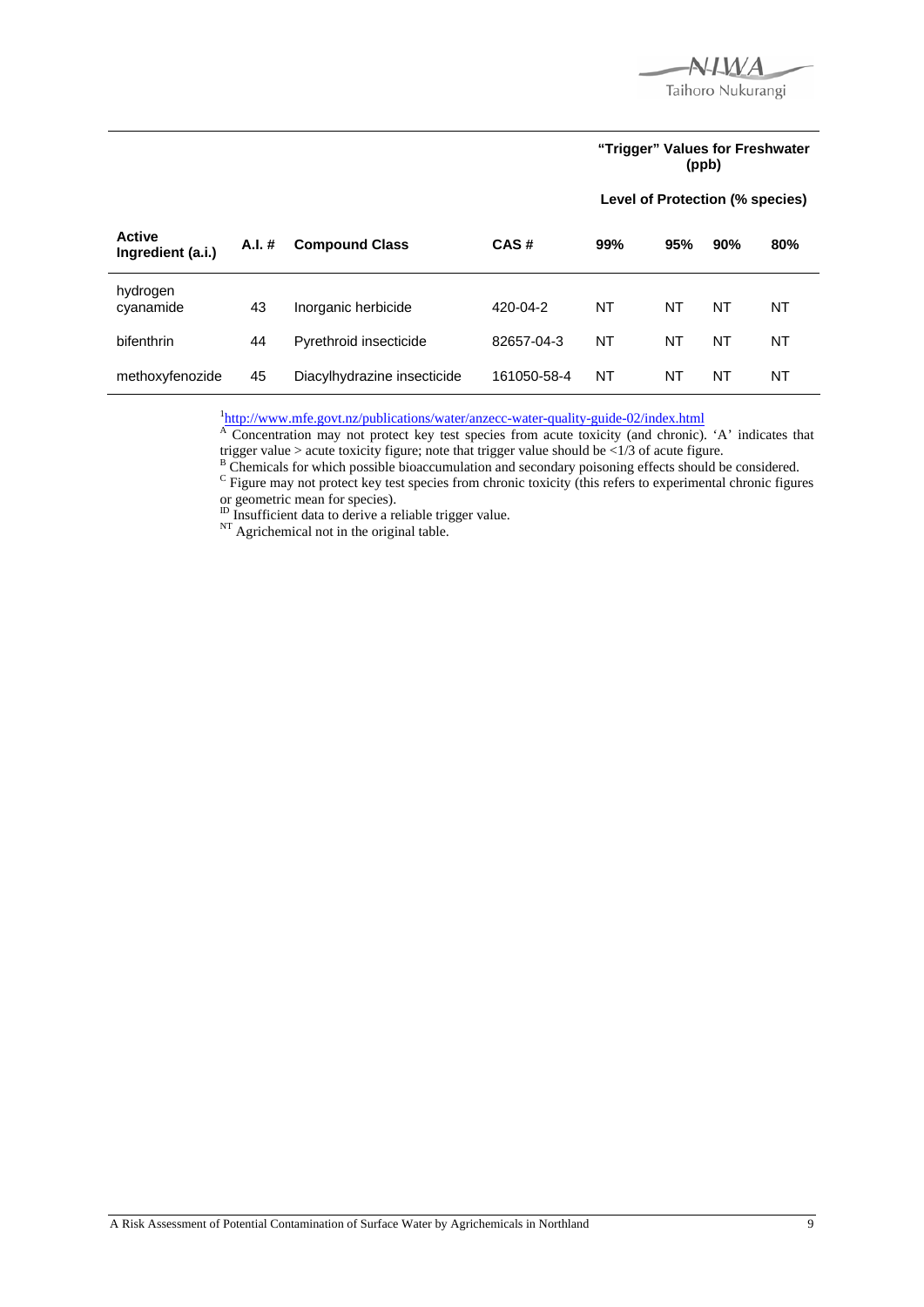| Active Ingredient (a.i.) | A.I. # | Compound Class | CAS # | "Trigger" Values for Freshwater (ppb) Level of Protection (% species) 99% | 95% | 90% | 80% |
|---|---|---|---|---|---|---|---|
| hydrogen cyanamide | 43 | Inorganic herbicide | 420-04-2 | NT | NT | NT | NT |
| bifenthrin | 44 | Pyrethroid insecticide | 82657-04-3 | NT | NT | NT | NT |
| methoxyfenozide | 45 | Diacylhydrazine insecticide | 161050-58-4 | NT | NT | NT | NT |

[1]http://www.mfe.govt.nz/publications/water/anzecc-water-quality-guide-02/index.html

[A] Concentration may not protect key test species from acute toxicity (and chronic). 'A' indicates that trigger value > acute toxicity figure; note that trigger value should be <1/3 of acute figure.

[B] Chemicals for which possible bioaccumulation and secondary poisoning effects should be considered.

[C] Figure may not protect key test species from chronic toxicity (this refers to experimental chronic figures or geometric mean for species).

[ID] Insufficient data to derive a reliable trigger value.

[NT] Agrichemical not in the original table.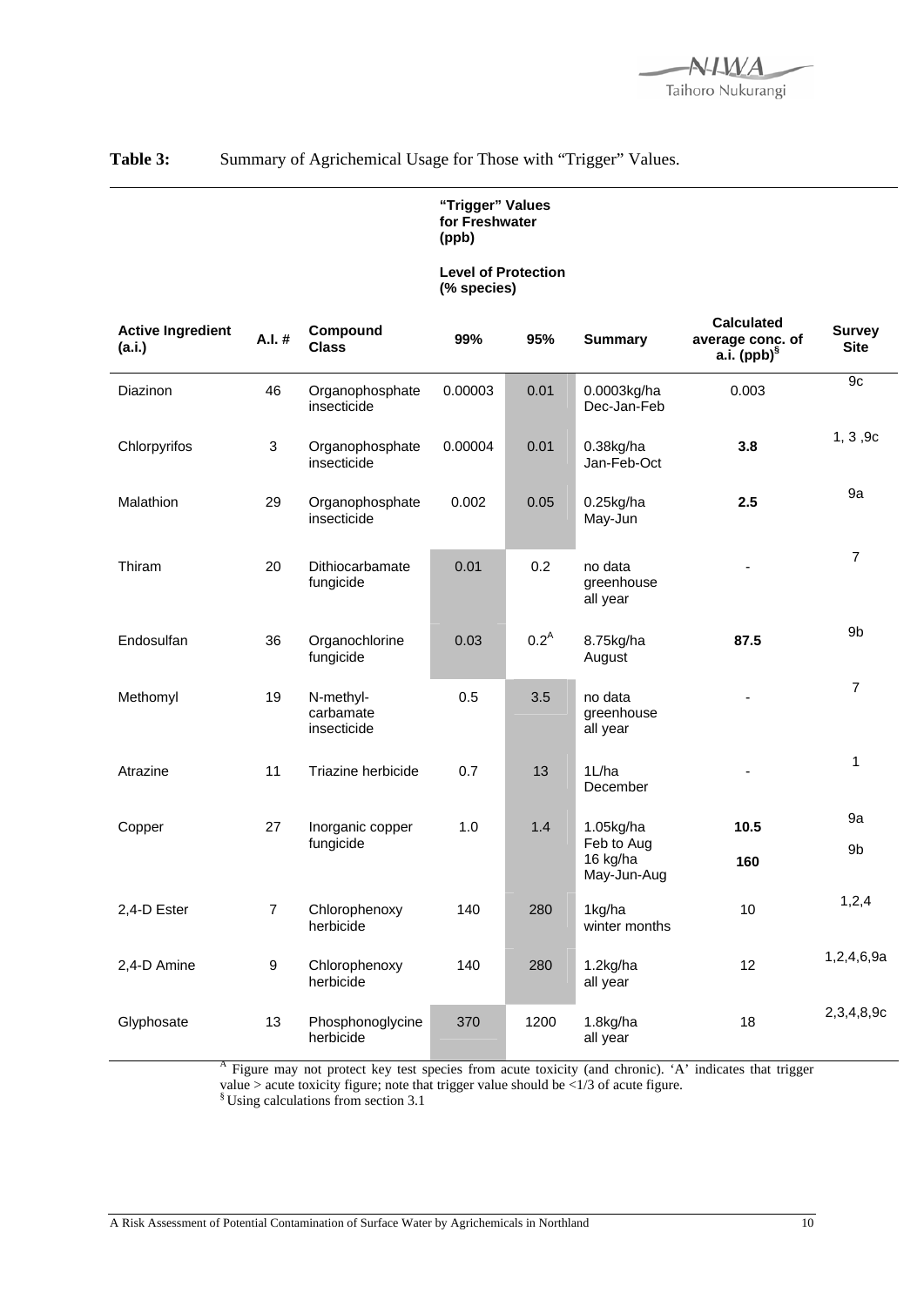**Table 3:** Summary of Agrichemical Usage for Those with "Trigger" Values.

| Active Ingredient (a.i.) | A.I. # | Compound Class | "Trigger" Values for Freshwater (ppb) Level of Protection (% species) 99% | 95% | Summary | Calculated average conc. of a.i. (ppb)[§] | Survey Site |
|---|---|---|---|---|---|---|---|
| Diazinon | 46 | Organophosphate insecticide | 0.00003 | 0.01 | 0.0003kg/ha Dec-Jan-Feb | 0.003 | 9c |
| Chlorpyrifos | 3 | Organophosphate insecticide | 0.00004 | 0.01 | 0.38kg/ha Jan-Feb-Oct | **3.8** | 1, 3 ,9c |
| Malathion | 29 | Organophosphate insecticide | 0.002 | 0.05 | 0.25kg/ha May-Jun | **2.5** | 9a |
| Thiram | 20 | Dithiocarbamate fungicide | 0.01 | 0.2 | no data greenhouse all year | - | 7 |
| Endosulfan | 36 | Organochlorine fungicide | 0.03 | 0.2[A] | 8.75kg/ha August | **87.5** | 9b |
| Methomyl | 19 | N-methyl-carbamate insecticide | 0.5 | 3.5 | no data greenhouse all year | - | 7 |
| Atrazine | 11 | Triazine herbicide | 0.7 | 13 | 1L/ha December | - | 1 |
| Copper | 27 | Inorganic copper fungicide | 1.0 | 1.4 | 1.05kg/ha Feb to Aug<br>16 kg/ha May-Jun-Aug | **10.5**<br>**160** | 9a<br>9b |
| 2,4-D Ester | 7 | Chlorophenoxy herbicide | 140 | 280 | 1kg/ha winter months | 10 | 1,2,4 |
| 2,4-D Amine | 9 | Chlorophenoxy herbicide | 140 | 280 | 1.2kg/ha all year | 12 | 1,2,4,6,9a |
| Glyphosate | 13 | Phosphonoglycine herbicide | 370 | 1200 | 1.8kg/ha all year | 18 | 2,3,4,8,9c |

[A] Figure may not protect key test species from acute toxicity (and chronic). 'A' indicates that trigger value > acute toxicity figure; note that trigger value should be <1/3 of acute figure.
[§] Using calculations from section 3.1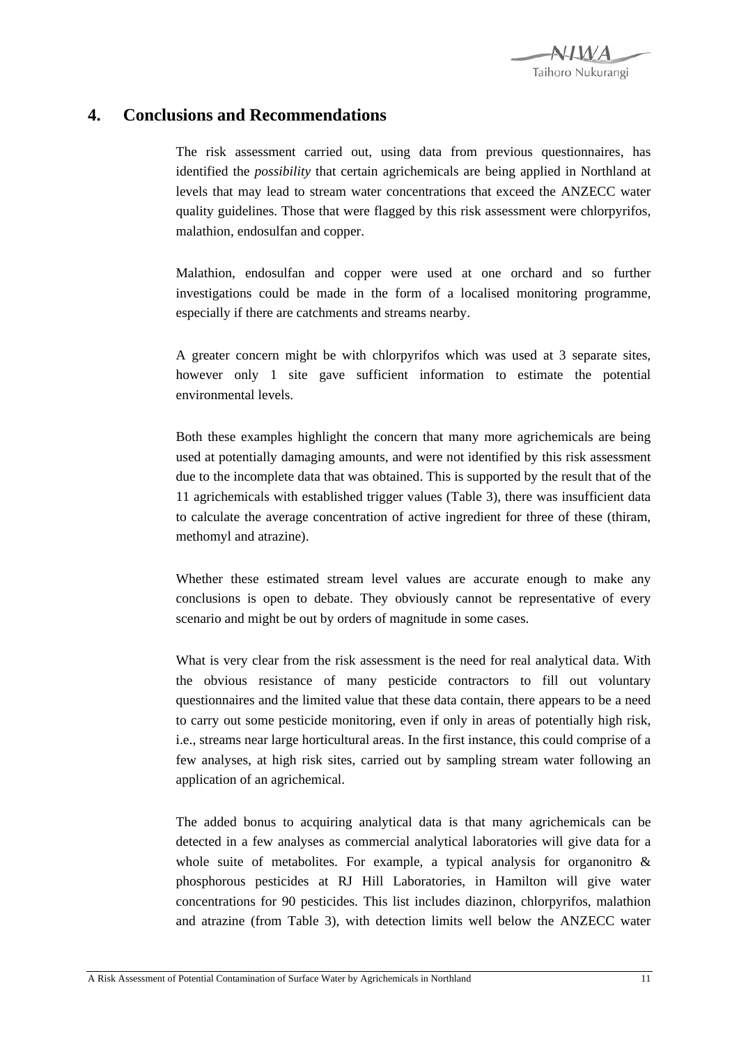# 4. Conclusions and Recommendations

The risk assessment carried out, using data from previous questionnaires, has identified the *possibility* that certain agrichemicals are being applied in Northland at levels that may lead to stream water concentrations that exceed the ANZECC water quality guidelines. Those that were flagged by this risk assessment were chlorpyrifos, malathion, endosulfan and copper.

Malathion, endosulfan and copper were used at one orchard and so further investigations could be made in the form of a localised monitoring programme, especially if there are catchments and streams nearby.

A greater concern might be with chlorpyrifos which was used at 3 separate sites, however only 1 site gave sufficient information to estimate the potential environmental levels.

Both these examples highlight the concern that many more agrichemicals are being used at potentially damaging amounts, and were not identified by this risk assessment due to the incomplete data that was obtained. This is supported by the result that of the 11 agrichemicals with established trigger values (Table 3), there was insufficient data to calculate the average concentration of active ingredient for three of these (thiram, methomyl and atrazine).

Whether these estimated stream level values are accurate enough to make any conclusions is open to debate. They obviously cannot be representative of every scenario and might be out by orders of magnitude in some cases.

What is very clear from the risk assessment is the need for real analytical data. With the obvious resistance of many pesticide contractors to fill out voluntary questionnaires and the limited value that these data contain, there appears to be a need to carry out some pesticide monitoring, even if only in areas of potentially high risk, i.e., streams near large horticultural areas. In the first instance, this could comprise of a few analyses, at high risk sites, carried out by sampling stream water following an application of an agrichemical.

The added bonus to acquiring analytical data is that many agrichemicals can be detected in a few analyses as commercial analytical laboratories will give data for a whole suite of metabolites. For example, a typical analysis for organonitro & phosphorous pesticides at RJ Hill Laboratories, in Hamilton will give water concentrations for 90 pesticides. This list includes diazinon, chlorpyrifos, malathion and atrazine (from Table 3), with detection limits well below the ANZECC water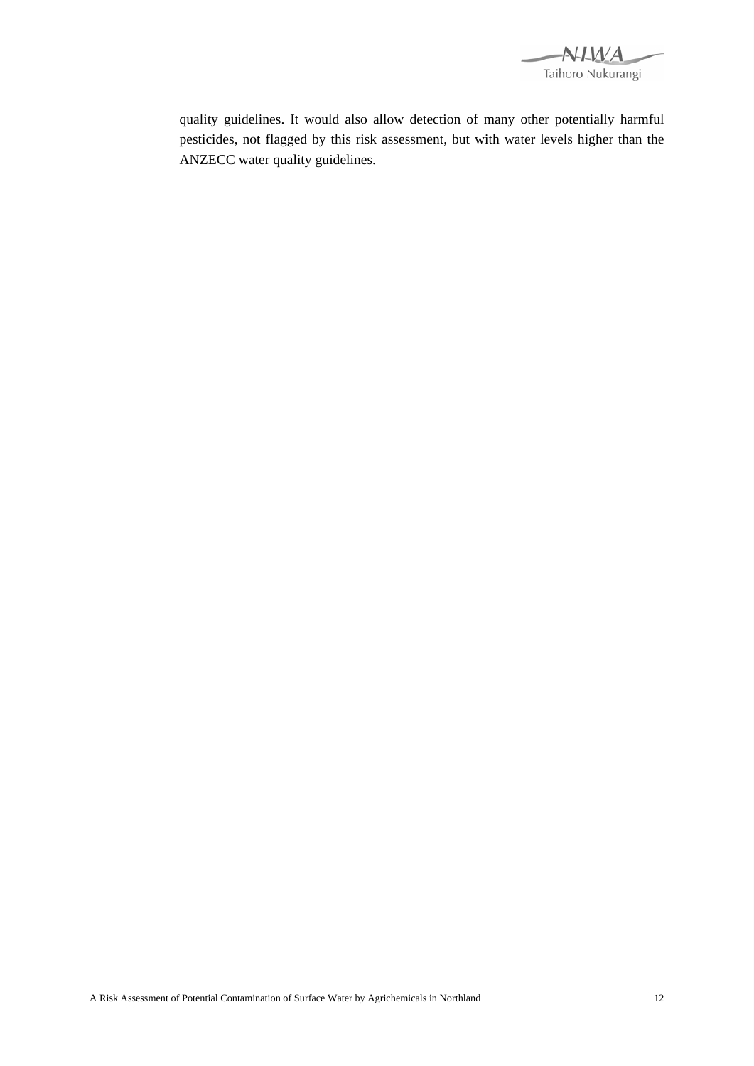quality guidelines. It would also allow detection of many other potentially harmful pesticides, not flagged by this risk assessment, but with water levels higher than the ANZECC water quality guidelines.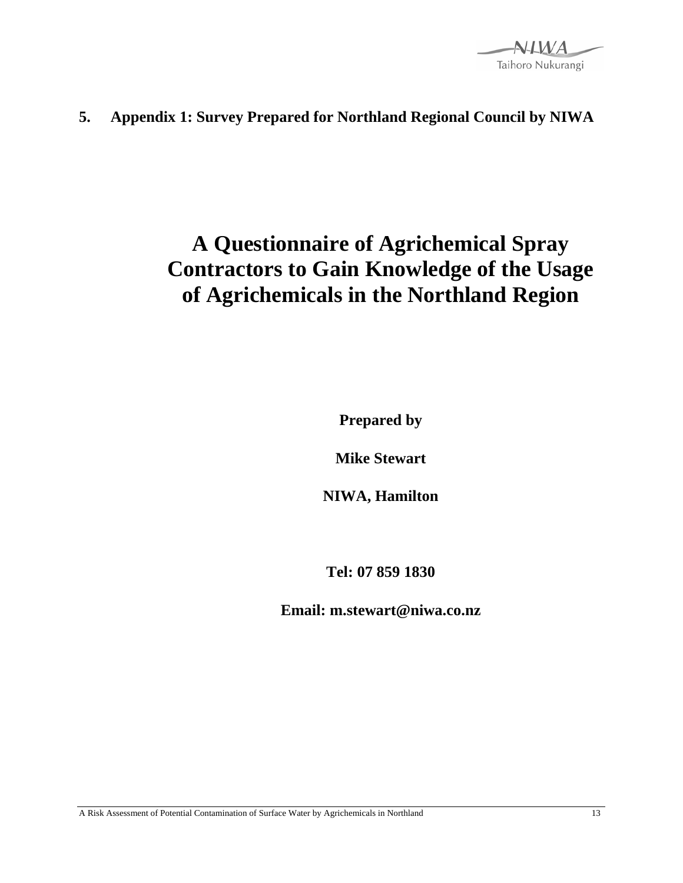# 5. Appendix 1: Survey Prepared for Northland Regional Council by NIWA

# A Questionnaire of Agrichemical Spray Contractors to Gain Knowledge of the Usage of Agrichemicals in the Northland Region

**Prepared by**

**Mike Stewart**

**NIWA, Hamilton**

**Tel: 07 859 1830**

**Email: m.stewart@niwa.co.nz**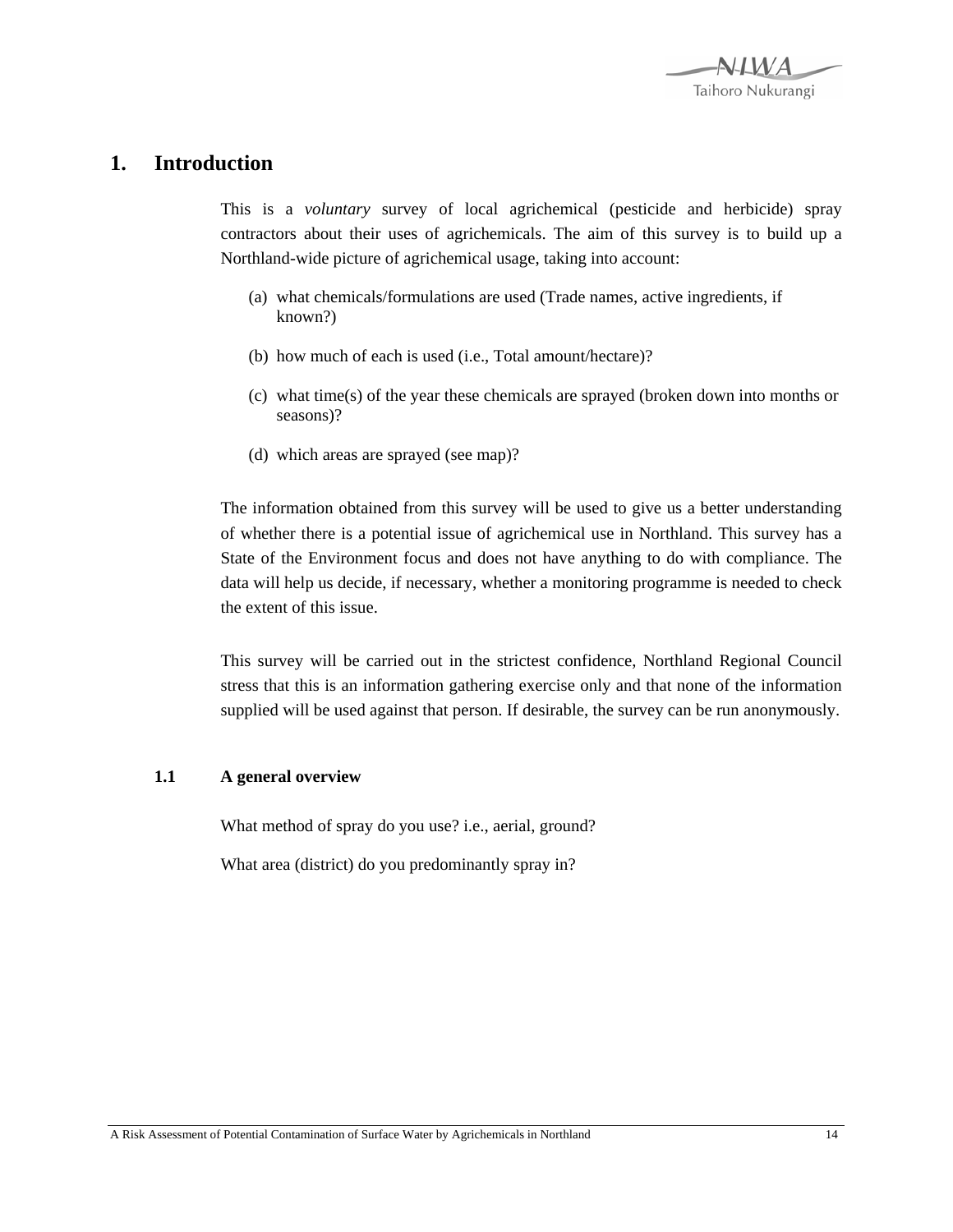# 1. Introduction

This is a *voluntary* survey of local agrichemical (pesticide and herbicide) spray contractors about their uses of agrichemicals. The aim of this survey is to build up a Northland-wide picture of agrichemical usage, taking into account:

(a) what chemicals/formulations are used (Trade names, active ingredients, if known?)

(b) how much of each is used (i.e., Total amount/hectare)?

(c) what time(s) of the year these chemicals are sprayed (broken down into months or seasons)?

(d) which areas are sprayed (see map)?

The information obtained from this survey will be used to give us a better understanding of whether there is a potential issue of agrichemical use in Northland. This survey has a State of the Environment focus and does not have anything to do with compliance. The data will help us decide, if necessary, whether a monitoring programme is needed to check the extent of this issue.

This survey will be carried out in the strictest confidence, Northland Regional Council stress that this is an information gathering exercise only and that none of the information supplied will be used against that person. If desirable, the survey can be run anonymously.

## 1.1 A general overview

What method of spray do you use? i.e., aerial, ground?

What area (district) do you predominantly spray in?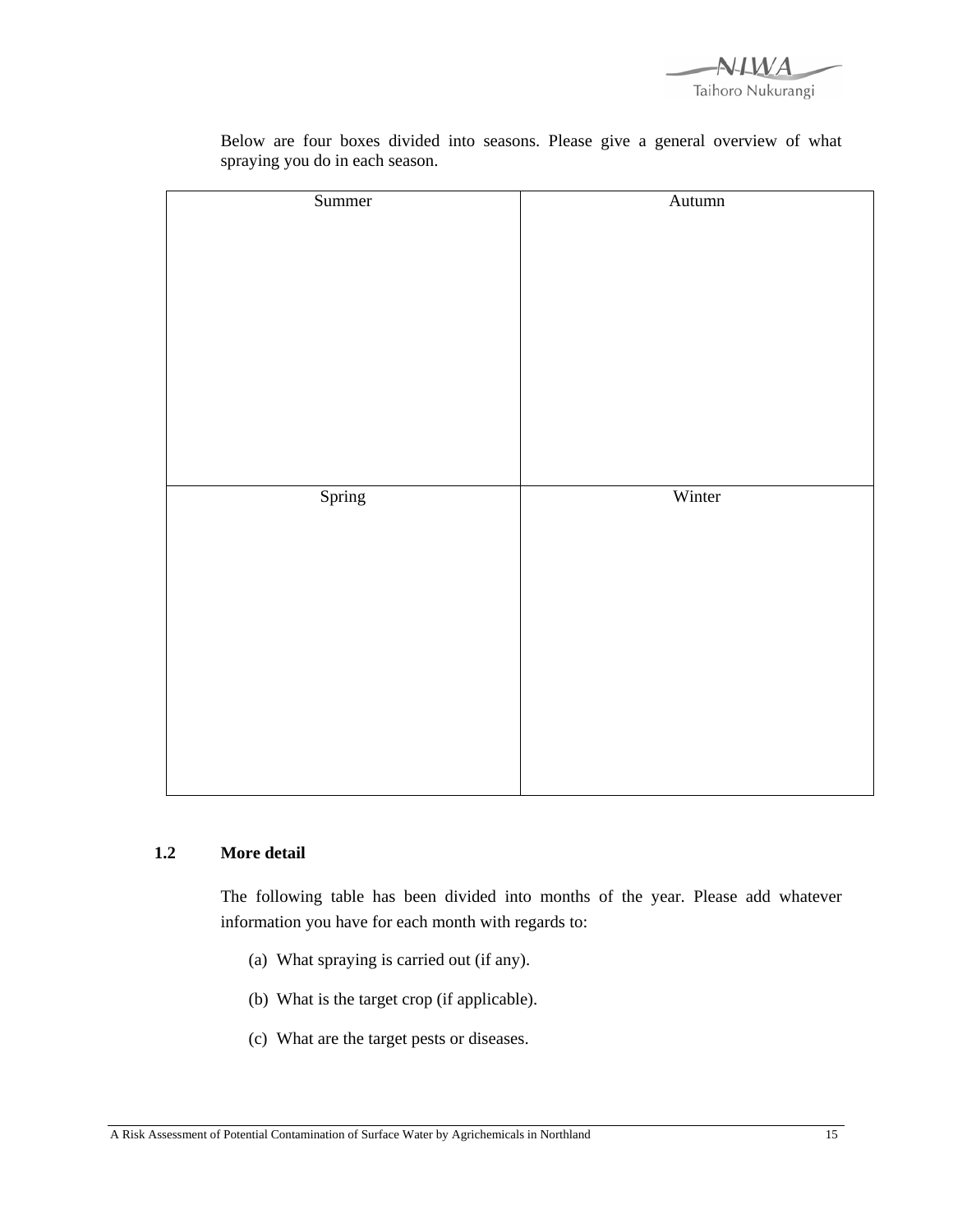Below are four boxes divided into seasons. Please give a general overview of what spraying you do in each season.

| Summer | Autumn |
| --- | --- |
| | |
| **Spring** | **Winter** |
| | |

## 1.2 More detail

The following table has been divided into months of the year. Please add whatever information you have for each month with regards to:

(a) What spraying is carried out (if any).

(b) What is the target crop (if applicable).

(c) What are the target pests or diseases.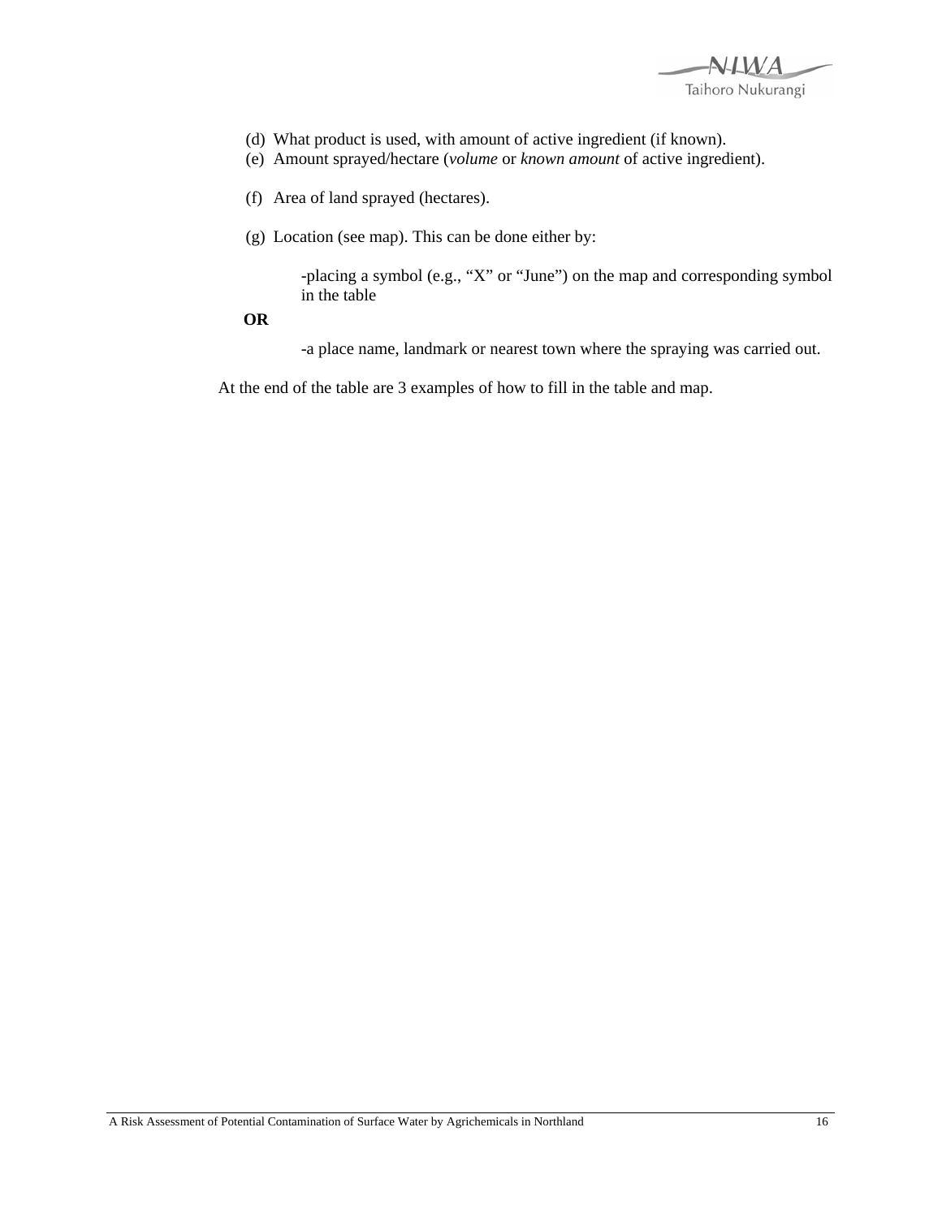(d) What product is used, with amount of active ingredient (if known).
(e) Amount sprayed/hectare (*volume* or *known amount* of active ingredient).

(f) Area of land sprayed (hectares).

(g) Location (see map). This can be done either by:

-placing a symbol (e.g., "X" or "June") on the map and corresponding symbol in the table

**OR**

-a place name, landmark or nearest town where the spraying was carried out.

At the end of the table are 3 examples of how to fill in the table and map.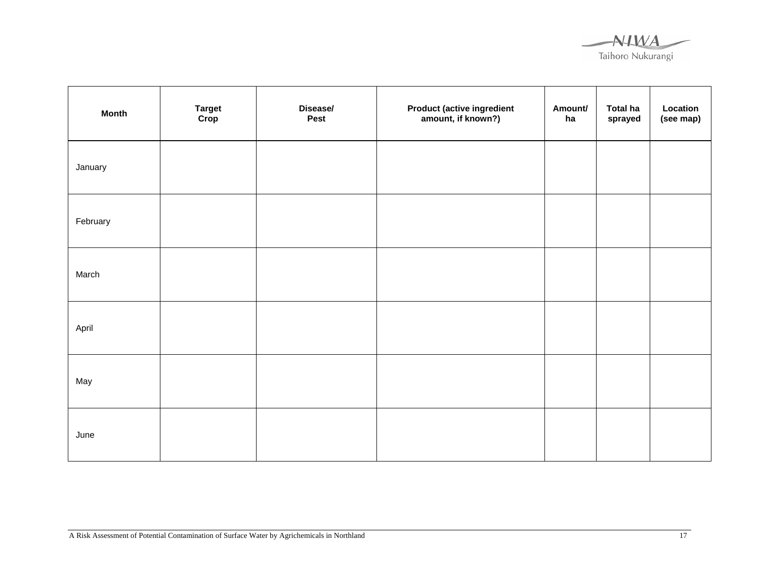| Month | Target Crop | Disease/ Pest | Product (active ingredient amount, if known?) | Amount/ ha | Total ha sprayed | Location (see map) |
|---|---|---|---|---|---|---|
| January | | | | | | |
| February | | | | | | |
| March | | | | | | |
| April | | | | | | |
| May | | | | | | |
| June | | | | | | |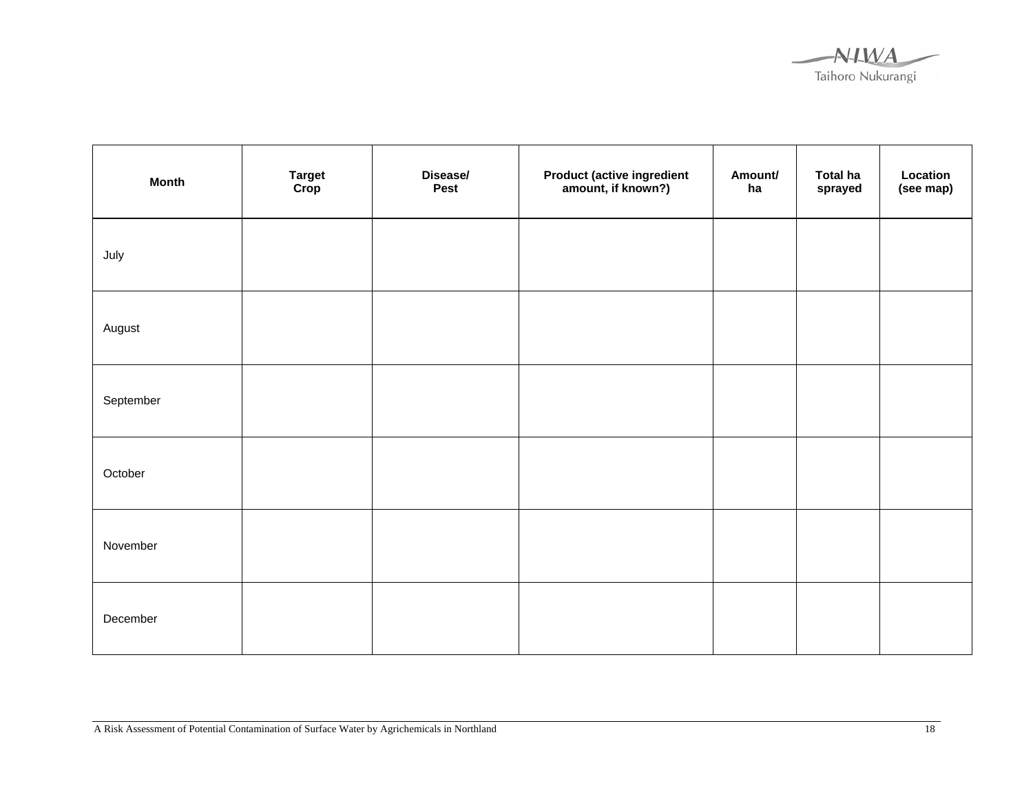| Month | Target Crop | Disease/ Pest | Product (active ingredient amount, if known?) | Amount/ ha | Total ha sprayed | Location (see map) |
|---|---|---|---|---|---|---|
| July | | | | | | |
| August | | | | | | |
| September | | | | | | |
| October | | | | | | |
| November | | | | | | |
| December | | | | | | |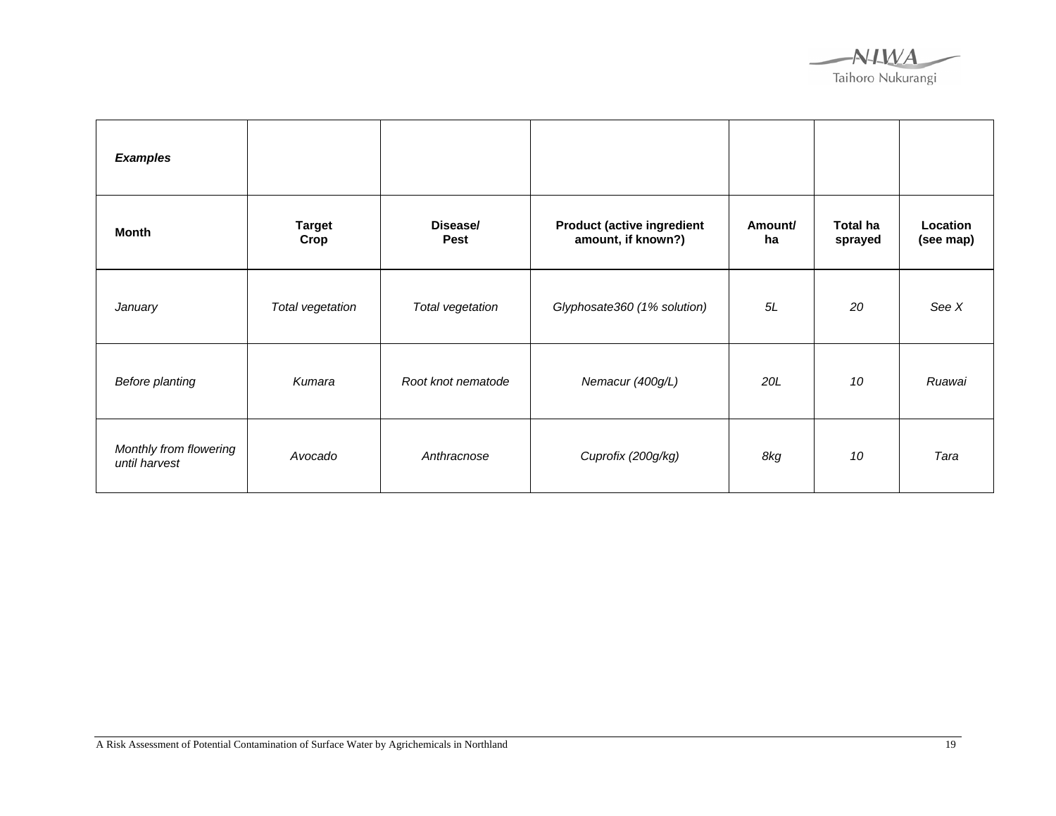| ***Examples*** | | | | | | |
|---|---|---|---|---|---|---|
| **Month** | **Target Crop** | **Disease/ Pest** | **Product (active ingredient amount, if known?)** | **Amount/ ha** | **Total ha sprayed** | **Location (see map)** |
| *January* | *Total vegetation* | *Total vegetation* | *Glyphosate360 (1% solution)* | *5L* | *20* | *See X* |
| *Before planting* | *Kumara* | *Root knot nematode* | *Nemacur (400g/L)* | *20L* | *10* | *Ruawai* |
| *Monthly from flowering until harvest* | *Avocado* | *Anthracnose* | *Cuprofix (200g/kg)* | *8kg* | *10* | *Tara* |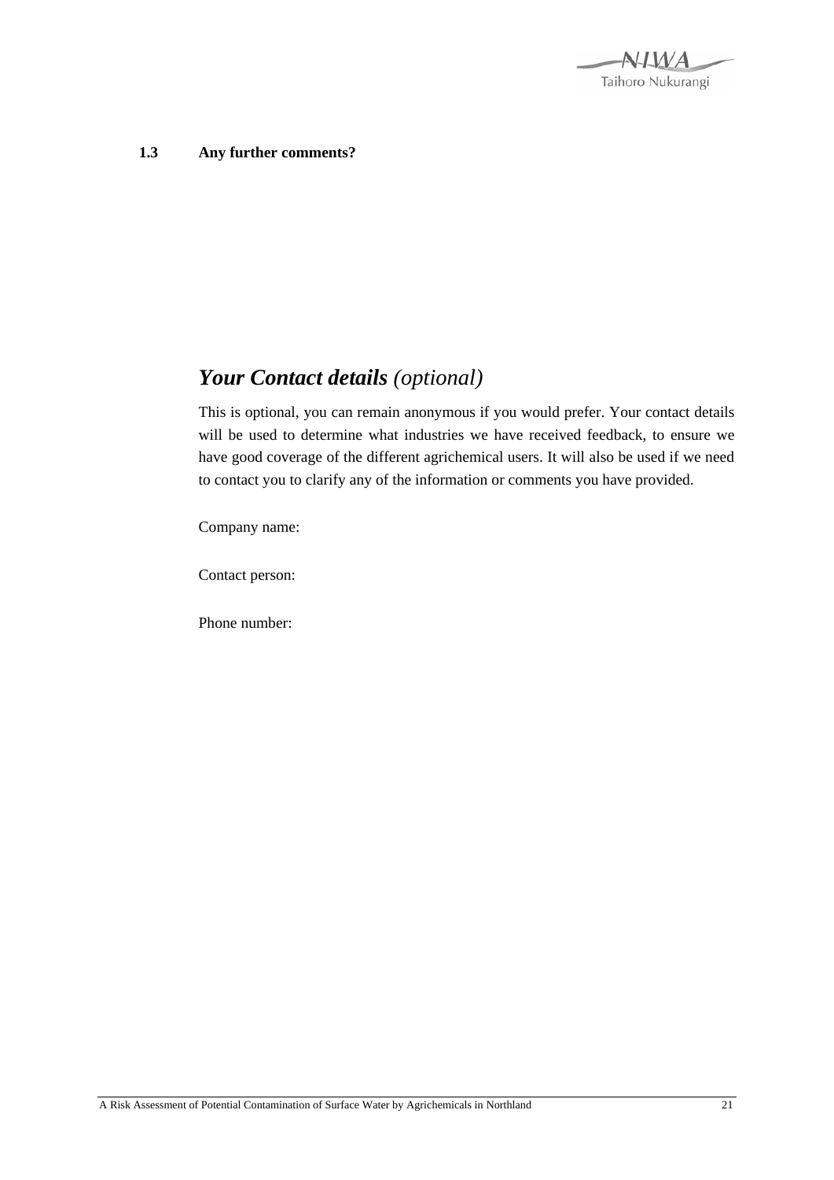### 1.3 Any further comments?

## ***Your Contact details*** *(optional)*

This is optional, you can remain anonymous if you would prefer. Your contact details will be used to determine what industries we have received feedback, to ensure we have good coverage of the different agrichemical users. It will also be used if we need to contact you to clarify any of the information or comments you have provided.

Company name:

Contact person:

Phone number: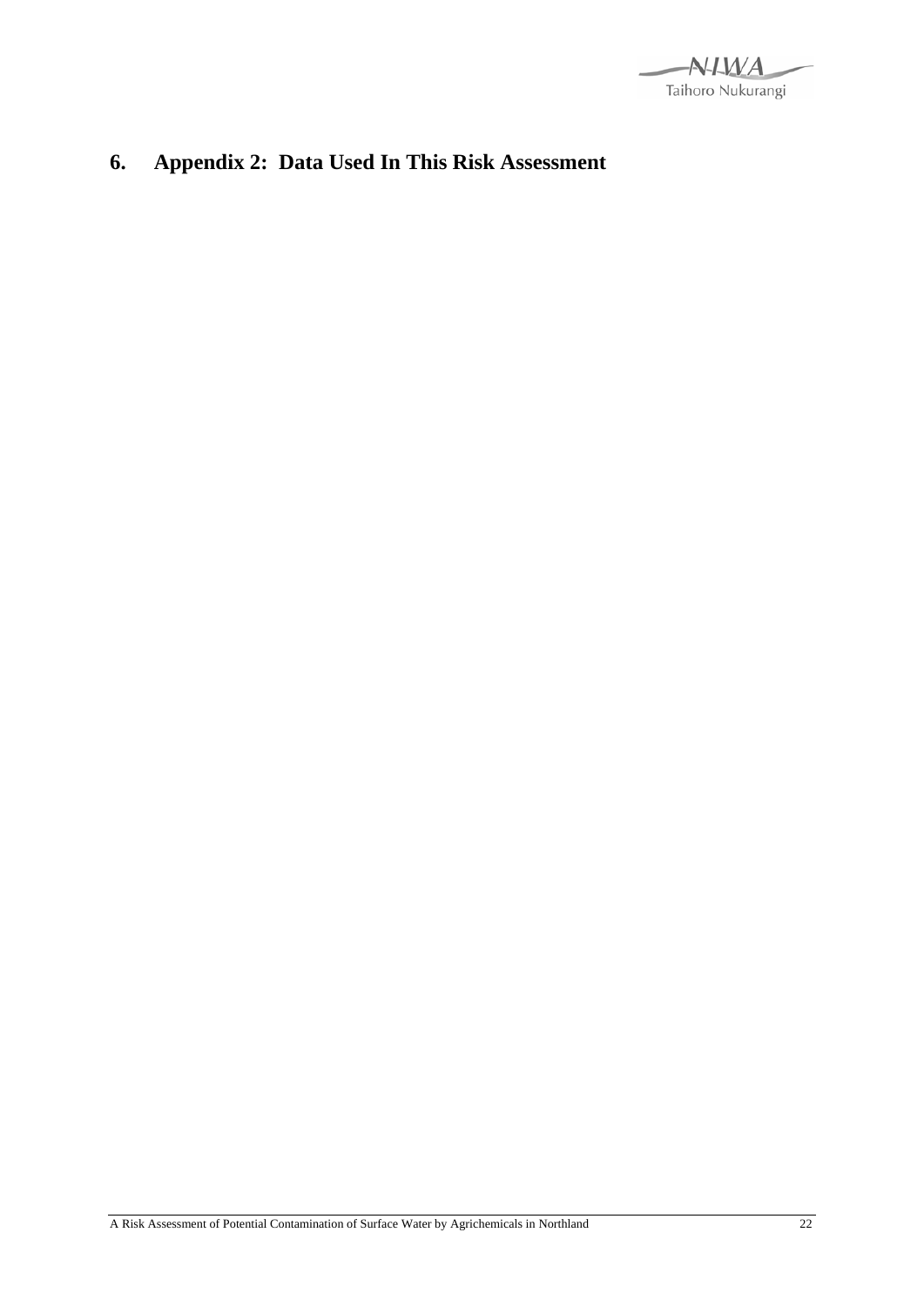# 6. Appendix 2: Data Used In This Risk Assessment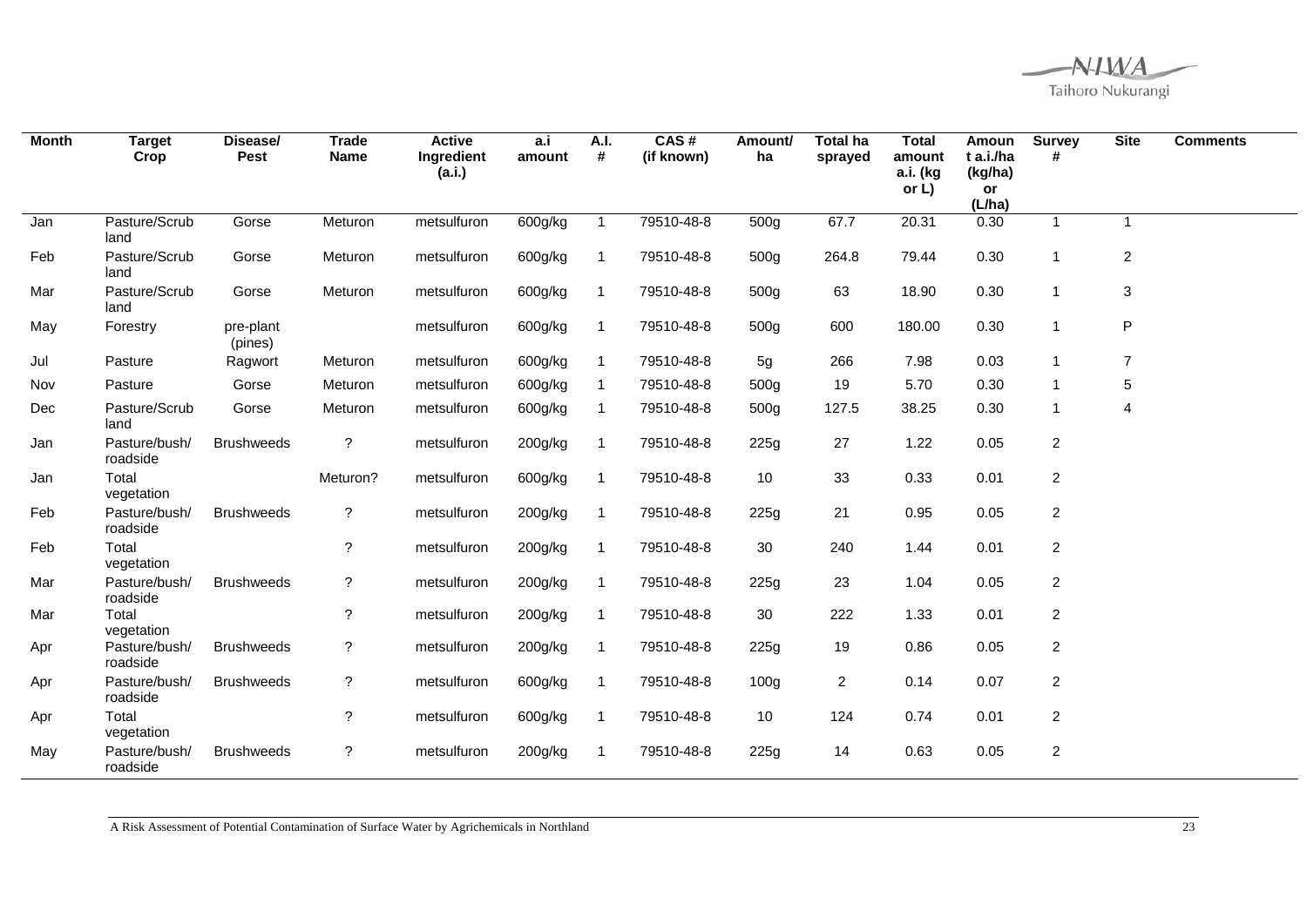| Month | Target Crop | Disease/ Pest | Trade Name | Active Ingredient (a.i.) | a.i amount | A.I. # | CAS # (if known) | Amount/ ha | Total ha sprayed | Total amount a.i. (kg or L) | Amount a.i./ha (kg/ha) or (L/ha) | Survey # | Site | Comments |
|---|---|---|---|---|---|---|---|---|---|---|---|---|---|---|
| Jan | Pasture/Scrub land | Gorse | Meturon | metsulfuron | 600g/kg | 1 | 79510-48-8 | 500g | 67.7 | 20.31 | 0.30 | 1 | 1 | |
| Feb | Pasture/Scrub land | Gorse | Meturon | metsulfuron | 600g/kg | 1 | 79510-48-8 | 500g | 264.8 | 79.44 | 0.30 | 1 | 2 | |
| Mar | Pasture/Scrub land | Gorse | Meturon | metsulfuron | 600g/kg | 1 | 79510-48-8 | 500g | 63 | 18.90 | 0.30 | 1 | 3 | |
| May | Forestry | pre-plant (pines) | | metsulfuron | 600g/kg | 1 | 79510-48-8 | 500g | 600 | 180.00 | 0.30 | 1 | P | |
| Jul | Pasture | Ragwort | Meturon | metsulfuron | 600g/kg | 1 | 79510-48-8 | 5g | 266 | 7.98 | 0.03 | 1 | 7 | |
| Nov | Pasture | Gorse | Meturon | metsulfuron | 600g/kg | 1 | 79510-48-8 | 500g | 19 | 5.70 | 0.30 | 1 | 5 | |
| Dec | Pasture/Scrub land | Gorse | Meturon | metsulfuron | 600g/kg | 1 | 79510-48-8 | 500g | 127.5 | 38.25 | 0.30 | 1 | 4 | |
| Jan | Pasture/bush/ roadside | Brushweeds | ? | metsulfuron | 200g/kg | 1 | 79510-48-8 | 225g | 27 | 1.22 | 0.05 | 2 | | |
| Jan | Total vegetation | | Meturon? | metsulfuron | 600g/kg | 1 | 79510-48-8 | 10 | 33 | 0.33 | 0.01 | 2 | | |
| Feb | Pasture/bush/ roadside | Brushweeds | ? | metsulfuron | 200g/kg | 1 | 79510-48-8 | 225g | 21 | 0.95 | 0.05 | 2 | | |
| Feb | Total vegetation | | ? | metsulfuron | 200g/kg | 1 | 79510-48-8 | 30 | 240 | 1.44 | 0.01 | 2 | | |
| Mar | Pasture/bush/ roadside | Brushweeds | ? | metsulfuron | 200g/kg | 1 | 79510-48-8 | 225g | 23 | 1.04 | 0.05 | 2 | | |
| Mar | Total vegetation | | ? | metsulfuron | 200g/kg | 1 | 79510-48-8 | 30 | 222 | 1.33 | 0.01 | 2 | | |
| Apr | Pasture/bush/ roadside | Brushweeds | ? | metsulfuron | 200g/kg | 1 | 79510-48-8 | 225g | 19 | 0.86 | 0.05 | 2 | | |
| Apr | Pasture/bush/ roadside | Brushweeds | ? | metsulfuron | 600g/kg | 1 | 79510-48-8 | 100g | 2 | 0.14 | 0.07 | 2 | | |
| Apr | Total vegetation | | ? | metsulfuron | 600g/kg | 1 | 79510-48-8 | 10 | 124 | 0.74 | 0.01 | 2 | | |
| May | Pasture/bush/ roadside | Brushweeds | ? | metsulfuron | 200g/kg | 1 | 79510-48-8 | 225g | 14 | 0.63 | 0.05 | 2 | | |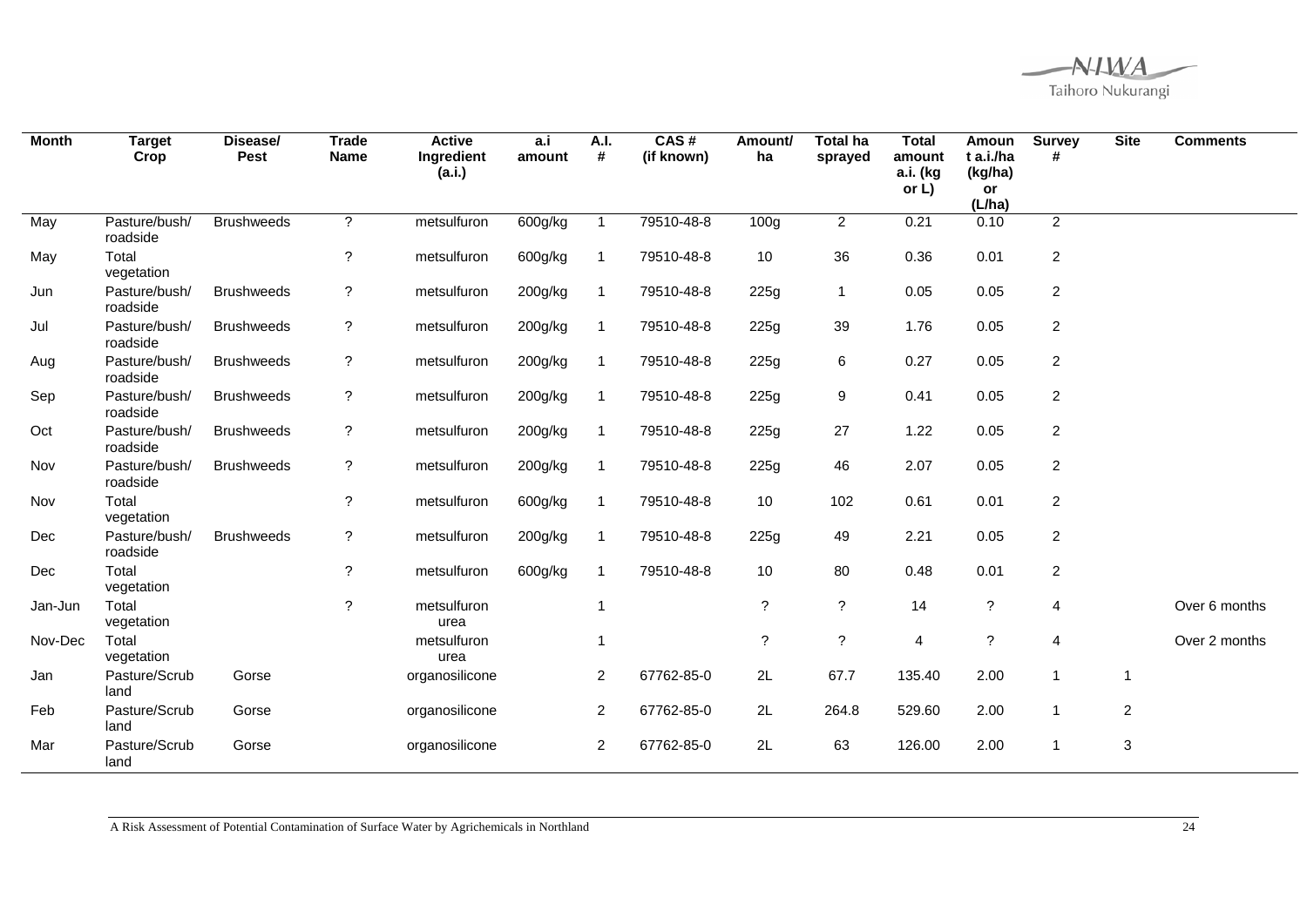| Month | Target Crop | Disease/ Pest | Trade Name | Active Ingredient (a.i.) | a.i amount | A.I. # | CAS # (if known) | Amount/ ha | Total ha sprayed | Total amount a.i. (kg or L) | Amount a.i./ha (kg/ha) or (L/ha) | Survey # | Site | Comments |
|---|---|---|---|---|---|---|---|---|---|---|---|---|---|---|
| May | Pasture/bush/ roadside | Brushweeds | ? | metsulfuron | 600g/kg | 1 | 79510-48-8 | 100g | 2 | 0.21 | 0.10 | 2 | | |
| May | Total vegetation | | ? | metsulfuron | 600g/kg | 1 | 79510-48-8 | 10 | 36 | 0.36 | 0.01 | 2 | | |
| Jun | Pasture/bush/ roadside | Brushweeds | ? | metsulfuron | 200g/kg | 1 | 79510-48-8 | 225g | 1 | 0.05 | 0.05 | 2 | | |
| Jul | Pasture/bush/ roadside | Brushweeds | ? | metsulfuron | 200g/kg | 1 | 79510-48-8 | 225g | 39 | 1.76 | 0.05 | 2 | | |
| Aug | Pasture/bush/ roadside | Brushweeds | ? | metsulfuron | 200g/kg | 1 | 79510-48-8 | 225g | 6 | 0.27 | 0.05 | 2 | | |
| Sep | Pasture/bush/ roadside | Brushweeds | ? | metsulfuron | 200g/kg | 1 | 79510-48-8 | 225g | 9 | 0.41 | 0.05 | 2 | | |
| Oct | Pasture/bush/ roadside | Brushweeds | ? | metsulfuron | 200g/kg | 1 | 79510-48-8 | 225g | 27 | 1.22 | 0.05 | 2 | | |
| Nov | Pasture/bush/ roadside | Brushweeds | ? | metsulfuron | 200g/kg | 1 | 79510-48-8 | 225g | 46 | 2.07 | 0.05 | 2 | | |
| Nov | Total vegetation | | ? | metsulfuron | 600g/kg | 1 | 79510-48-8 | 10 | 102 | 0.61 | 0.01 | 2 | | |
| Dec | Pasture/bush/ roadside | Brushweeds | ? | metsulfuron | 200g/kg | 1 | 79510-48-8 | 225g | 49 | 2.21 | 0.05 | 2 | | |
| Dec | Total vegetation | | ? | metsulfuron | 600g/kg | 1 | 79510-48-8 | 10 | 80 | 0.48 | 0.01 | 2 | | |
| Jan-Jun | Total vegetation | | ? | metsulfuron urea | | 1 | | ? | ? | 14 | ? | 4 | | Over 6 months |
| Nov-Dec | Total vegetation | | | metsulfuron urea | | 1 | | ? | ? | 4 | ? | 4 | | Over 2 months |
| Jan | Pasture/Scrub land | Gorse | | organosilicone | | 2 | 67762-85-0 | 2L | 67.7 | 135.40 | 2.00 | 1 | 1 | |
| Feb | Pasture/Scrub land | Gorse | | organosilicone | | 2 | 67762-85-0 | 2L | 264.8 | 529.60 | 2.00 | 1 | 2 | |
| Mar | Pasture/Scrub land | Gorse | | organosilicone | | 2 | 67762-85-0 | 2L | 63 | 126.00 | 2.00 | 1 | 3 | |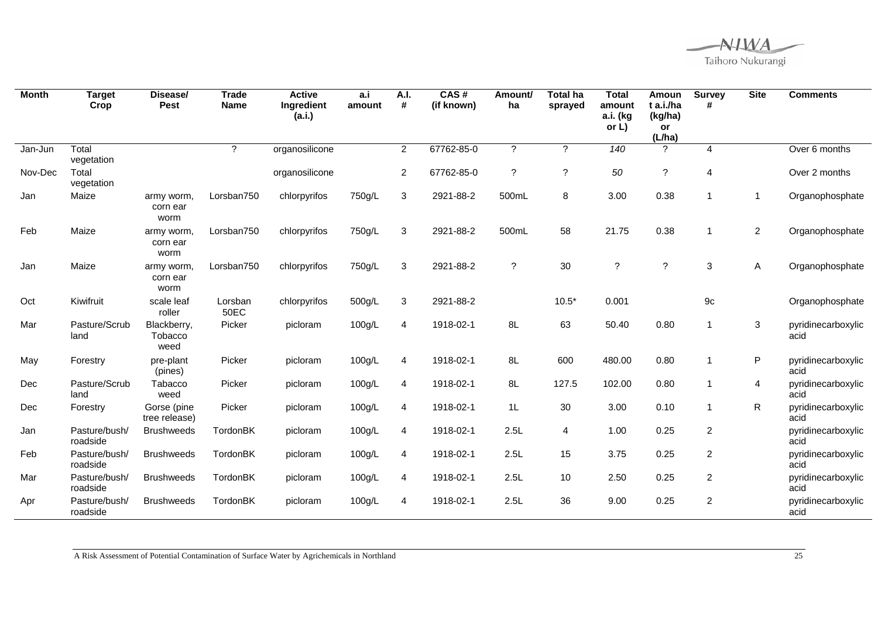| Month | Target Crop | Disease/ Pest | Trade Name | Active Ingredient (a.i.) | a.i amount | A.I. # | CAS # (if known) | Amount/ ha | Total ha sprayed | Total amount a.i. (kg or L) | Amount a.i./ha (kg/ha) or (L/ha) | Survey # | Site | Comments |
|---|---|---|---|---|---|---|---|---|---|---|---|---|---|---|
| Jan-Jun | Total vegetation | | ? | organosilicone | | 2 | 67762-85-0 | ? | ? | *140* | ? | 4 | | Over 6 months |
| Nov-Dec | Total vegetation | | | organosilicone | | 2 | 67762-85-0 | ? | ? | *50* | ? | 4 | | Over 2 months |
| Jan | Maize | army worm, corn ear worm | Lorsban750 | chlorpyrifos | 750g/L | 3 | 2921-88-2 | 500mL | 8 | 3.00 | 0.38 | 1 | 1 | Organophosphate |
| Feb | Maize | army worm, corn ear worm | Lorsban750 | chlorpyrifos | 750g/L | 3 | 2921-88-2 | 500mL | 58 | 21.75 | 0.38 | 1 | 2 | Organophosphate |
| Jan | Maize | army worm, corn ear worm | Lorsban750 | chlorpyrifos | 750g/L | 3 | 2921-88-2 | ? | 30 | ? | ? | 3 | A | Organophosphate |
| Oct | Kiwifruit | scale leaf roller | Lorsban 50EC | chlorpyrifos | 500g/L | 3 | 2921-88-2 | | 10.5* | 0.001 | | 9c | | Organophosphate |
| Mar | Pasture/Scrub land | Blackberry, Tobacco weed | Picker | picloram | 100g/L | 4 | 1918-02-1 | 8L | 63 | 50.40 | 0.80 | 1 | 3 | pyridinecarboxylic acid |
| May | Forestry | pre-plant (pines) | Picker | picloram | 100g/L | 4 | 1918-02-1 | 8L | 600 | 480.00 | 0.80 | 1 | P | pyridinecarboxylic acid |
| Dec | Pasture/Scrub land | Tabacco weed | Picker | picloram | 100g/L | 4 | 1918-02-1 | 8L | 127.5 | 102.00 | 0.80 | 1 | 4 | pyridinecarboxylic acid |
| Dec | Forestry | Gorse (pine tree release) | Picker | picloram | 100g/L | 4 | 1918-02-1 | 1L | 30 | 3.00 | 0.10 | 1 | R | pyridinecarboxylic acid |
| Jan | Pasture/bush/ roadside | Brushweeds | TordonBK | picloram | 100g/L | 4 | 1918-02-1 | 2.5L | 4 | 1.00 | 0.25 | 2 | | pyridinecarboxylic acid |
| Feb | Pasture/bush/ roadside | Brushweeds | TordonBK | picloram | 100g/L | 4 | 1918-02-1 | 2.5L | 15 | 3.75 | 0.25 | 2 | | pyridinecarboxylic acid |
| Mar | Pasture/bush/ roadside | Brushweeds | TordonBK | picloram | 100g/L | 4 | 1918-02-1 | 2.5L | 10 | 2.50 | 0.25 | 2 | | pyridinecarboxylic acid |
| Apr | Pasture/bush/ roadside | Brushweeds | TordonBK | picloram | 100g/L | 4 | 1918-02-1 | 2.5L | 36 | 9.00 | 0.25 | 2 | | pyridinecarboxylic acid |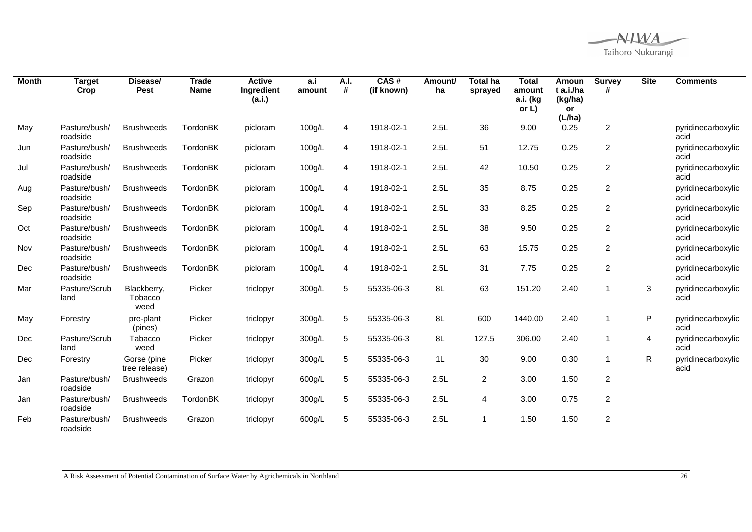| Month | Target Crop | Disease/ Pest | Trade Name | Active Ingredient (a.i.) | a.i amount | A.I. # | CAS # (if known) | Amount/ ha | Total ha sprayed | Total amount a.i. (kg or L) | Amount a.i./ha (kg/ha) or (L/ha) | Survey # | Site | Comments |
|---|---|---|---|---|---|---|---|---|---|---|---|---|---|---|
| May | Pasture/bush/ roadside | Brushweeds | TordonBK | picloram | 100g/L | 4 | 1918-02-1 | 2.5L | 36 | 9.00 | 0.25 | 2 | | pyridinecarboxylic acid |
| Jun | Pasture/bush/ roadside | Brushweeds | TordonBK | picloram | 100g/L | 4 | 1918-02-1 | 2.5L | 51 | 12.75 | 0.25 | 2 | | pyridinecarboxylic acid |
| Jul | Pasture/bush/ roadside | Brushweeds | TordonBK | picloram | 100g/L | 4 | 1918-02-1 | 2.5L | 42 | 10.50 | 0.25 | 2 | | pyridinecarboxylic acid |
| Aug | Pasture/bush/ roadside | Brushweeds | TordonBK | picloram | 100g/L | 4 | 1918-02-1 | 2.5L | 35 | 8.75 | 0.25 | 2 | | pyridinecarboxylic acid |
| Sep | Pasture/bush/ roadside | Brushweeds | TordonBK | picloram | 100g/L | 4 | 1918-02-1 | 2.5L | 33 | 8.25 | 0.25 | 2 | | pyridinecarboxylic acid |
| Oct | Pasture/bush/ roadside | Brushweeds | TordonBK | picloram | 100g/L | 4 | 1918-02-1 | 2.5L | 38 | 9.50 | 0.25 | 2 | | pyridinecarboxylic acid |
| Nov | Pasture/bush/ roadside | Brushweeds | TordonBK | picloram | 100g/L | 4 | 1918-02-1 | 2.5L | 63 | 15.75 | 0.25 | 2 | | pyridinecarboxylic acid |
| Dec | Pasture/bush/ roadside | Brushweeds | TordonBK | picloram | 100g/L | 4 | 1918-02-1 | 2.5L | 31 | 7.75 | 0.25 | 2 | | pyridinecarboxylic acid |
| Mar | Pasture/Scrub land | Blackberry, Tobacco weed | Picker | triclopyr | 300g/L | 5 | 55335-06-3 | 8L | 63 | 151.20 | 2.40 | 1 | 3 | pyridinecarboxylic acid |
| May | Forestry | pre-plant (pines) | Picker | triclopyr | 300g/L | 5 | 55335-06-3 | 8L | 600 | 1440.00 | 2.40 | 1 | P | pyridinecarboxylic acid |
| Dec | Pasture/Scrub land | Tabacco weed | Picker | triclopyr | 300g/L | 5 | 55335-06-3 | 8L | 127.5 | 306.00 | 2.40 | 1 | 4 | pyridinecarboxylic acid |
| Dec | Forestry | Gorse (pine tree release) | Picker | triclopyr | 300g/L | 5 | 55335-06-3 | 1L | 30 | 9.00 | 0.30 | 1 | R | pyridinecarboxylic acid |
| Jan | Pasture/bush/ roadside | Brushweeds | Grazon | triclopyr | 600g/L | 5 | 55335-06-3 | 2.5L | 2 | 3.00 | 1.50 | 2 | | |
| Jan | Pasture/bush/ roadside | Brushweeds | TordonBK | triclopyr | 300g/L | 5 | 55335-06-3 | 2.5L | 4 | 3.00 | 0.75 | 2 | | |
| Feb | Pasture/bush/ roadside | Brushweeds | Grazon | triclopyr | 600g/L | 5 | 55335-06-3 | 2.5L | 1 | 1.50 | 1.50 | 2 | | |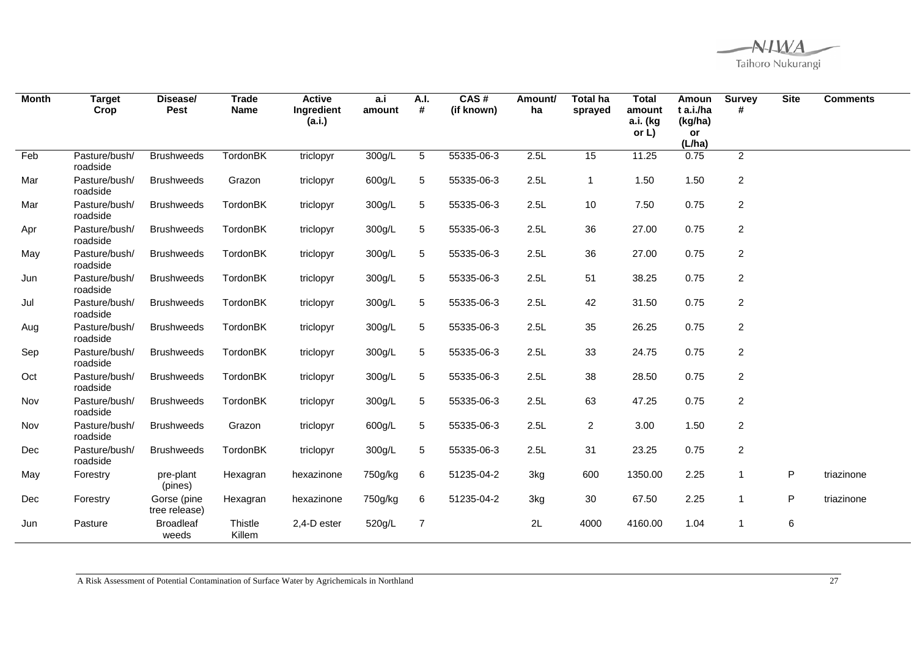| Month | Target Crop | Disease/ Pest | Trade Name | Active Ingredient (a.i.) | a.i amount | A.I. # | CAS # (if known) | Amount/ ha | Total ha sprayed | Total amount a.i. (kg or L) | Amount a.i./ha (kg/ha) or (L/ha) | Survey # | Site | Comments |
|---|---|---|---|---|---|---|---|---|---|---|---|---|---|---|
| Feb | Pasture/bush/ roadside | Brushweeds | TordonBK | triclopyr | 300g/L | 5 | 55335-06-3 | 2.5L | 15 | 11.25 | 0.75 | 2 | | |
| Mar | Pasture/bush/ roadside | Brushweeds | Grazon | triclopyr | 600g/L | 5 | 55335-06-3 | 2.5L | 1 | 1.50 | 1.50 | 2 | | |
| Mar | Pasture/bush/ roadside | Brushweeds | TordonBK | triclopyr | 300g/L | 5 | 55335-06-3 | 2.5L | 10 | 7.50 | 0.75 | 2 | | |
| Apr | Pasture/bush/ roadside | Brushweeds | TordonBK | triclopyr | 300g/L | 5 | 55335-06-3 | 2.5L | 36 | 27.00 | 0.75 | 2 | | |
| May | Pasture/bush/ roadside | Brushweeds | TordonBK | triclopyr | 300g/L | 5 | 55335-06-3 | 2.5L | 36 | 27.00 | 0.75 | 2 | | |
| Jun | Pasture/bush/ roadside | Brushweeds | TordonBK | triclopyr | 300g/L | 5 | 55335-06-3 | 2.5L | 51 | 38.25 | 0.75 | 2 | | |
| Jul | Pasture/bush/ roadside | Brushweeds | TordonBK | triclopyr | 300g/L | 5 | 55335-06-3 | 2.5L | 42 | 31.50 | 0.75 | 2 | | |
| Aug | Pasture/bush/ roadside | Brushweeds | TordonBK | triclopyr | 300g/L | 5 | 55335-06-3 | 2.5L | 35 | 26.25 | 0.75 | 2 | | |
| Sep | Pasture/bush/ roadside | Brushweeds | TordonBK | triclopyr | 300g/L | 5 | 55335-06-3 | 2.5L | 33 | 24.75 | 0.75 | 2 | | |
| Oct | Pasture/bush/ roadside | Brushweeds | TordonBK | triclopyr | 300g/L | 5 | 55335-06-3 | 2.5L | 38 | 28.50 | 0.75 | 2 | | |
| Nov | Pasture/bush/ roadside | Brushweeds | TordonBK | triclopyr | 300g/L | 5 | 55335-06-3 | 2.5L | 63 | 47.25 | 0.75 | 2 | | |
| Nov | Pasture/bush/ roadside | Brushweeds | Grazon | triclopyr | 600g/L | 5 | 55335-06-3 | 2.5L | 2 | 3.00 | 1.50 | 2 | | |
| Dec | Pasture/bush/ roadside | Brushweeds | TordonBK | triclopyr | 300g/L | 5 | 55335-06-3 | 2.5L | 31 | 23.25 | 0.75 | 2 | | |
| May | Forestry | pre-plant (pines) | Hexagran | hexazinone | 750g/kg | 6 | 51235-04-2 | 3kg | 600 | 1350.00 | 2.25 | 1 | P | triazinone |
| Dec | Forestry | Gorse (pine tree release) | Hexagran | hexazinone | 750g/kg | 6 | 51235-04-2 | 3kg | 30 | 67.50 | 2.25 | 1 | P | triazinone |
| Jun | Pasture | Broadleaf weeds | Thistle Killem | 2,4-D ester | 520g/L | 7 | | 2L | 4000 | 4160.00 | 1.04 | 1 | 6 | |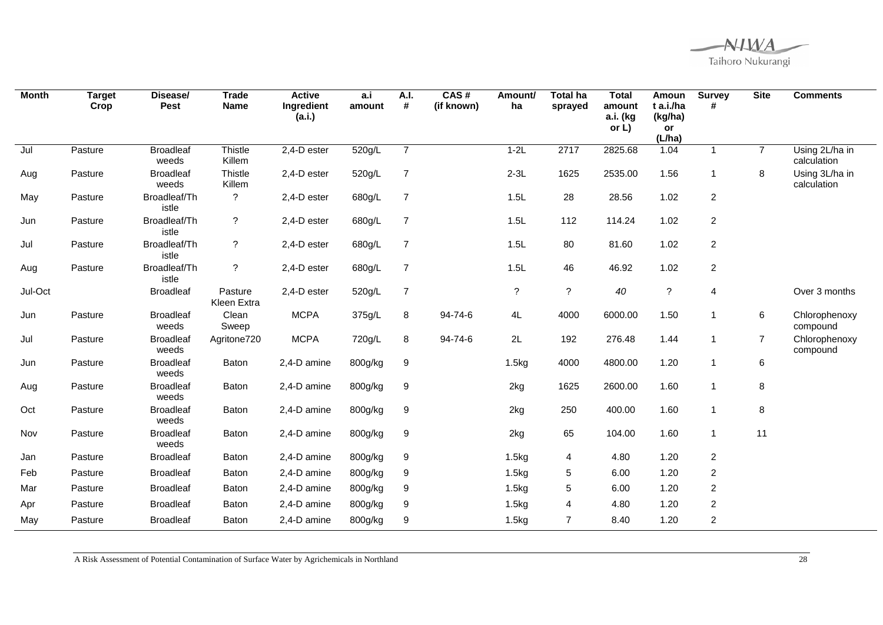| Month | Target Crop | Disease/ Pest | Trade Name | Active Ingredient (a.i.) | a.i amount | A.I. # | CAS # (if known) | Amount/ ha | Total ha sprayed | Total amount a.i. (kg or L) | Amount a.i./ha (kg/ha) or (L/ha) | Survey # | Site | Comments |
|---|---|---|---|---|---|---|---|---|---|---|---|---|---|---|
| Jul | Pasture | Broadleaf weeds | Thistle Killem | 2,4-D ester | 520g/L | 7 | | 1-2L | 2717 | 2825.68 | 1.04 | 1 | 7 | Using 2L/ha in calculation |
| Aug | Pasture | Broadleaf weeds | Thistle Killem | 2,4-D ester | 520g/L | 7 | | 2-3L | 1625 | 2535.00 | 1.56 | 1 | 8 | Using 3L/ha in calculation |
| May | Pasture | Broadleaf/Thistle | ? | 2,4-D ester | 680g/L | 7 | | 1.5L | 28 | 28.56 | 1.02 | 2 | | |
| Jun | Pasture | Broadleaf/Thistle | ? | 2,4-D ester | 680g/L | 7 | | 1.5L | 112 | 114.24 | 1.02 | 2 | | |
| Jul | Pasture | Broadleaf/Thistle | ? | 2,4-D ester | 680g/L | 7 | | 1.5L | 80 | 81.60 | 1.02 | 2 | | |
| Aug | Pasture | Broadleaf/Thistle | ? | 2,4-D ester | 680g/L | 7 | | 1.5L | 46 | 46.92 | 1.02 | 2 | | |
| Jul-Oct | | Broadleaf | Pasture Kleen Extra | 2,4-D ester | 520g/L | 7 | | ? | ? | *40* | ? | 4 | | Over 3 months |
| Jun | Pasture | Broadleaf weeds | Clean Sweep | MCPA | 375g/L | 8 | 94-74-6 | 4L | 4000 | 6000.00 | 1.50 | 1 | 6 | Chlorophenoxy compound |
| Jul | Pasture | Broadleaf weeds | Agritone720 | MCPA | 720g/L | 8 | 94-74-6 | 2L | 192 | 276.48 | 1.44 | 1 | 7 | Chlorophenoxy compound |
| Jun | Pasture | Broadleaf weeds | Baton | 2,4-D amine | 800g/kg | 9 | | 1.5kg | 4000 | 4800.00 | 1.20 | 1 | 6 | |
| Aug | Pasture | Broadleaf weeds | Baton | 2,4-D amine | 800g/kg | 9 | | 2kg | 1625 | 2600.00 | 1.60 | 1 | 8 | |
| Oct | Pasture | Broadleaf weeds | Baton | 2,4-D amine | 800g/kg | 9 | | 2kg | 250 | 400.00 | 1.60 | 1 | 8 | |
| Nov | Pasture | Broadleaf weeds | Baton | 2,4-D amine | 800g/kg | 9 | | 2kg | 65 | 104.00 | 1.60 | 1 | 11 | |
| Jan | Pasture | Broadleaf | Baton | 2,4-D amine | 800g/kg | 9 | | 1.5kg | 4 | 4.80 | 1.20 | 2 | | |
| Feb | Pasture | Broadleaf | Baton | 2,4-D amine | 800g/kg | 9 | | 1.5kg | 5 | 6.00 | 1.20 | 2 | | |
| Mar | Pasture | Broadleaf | Baton | 2,4-D amine | 800g/kg | 9 | | 1.5kg | 5 | 6.00 | 1.20 | 2 | | |
| Apr | Pasture | Broadleaf | Baton | 2,4-D amine | 800g/kg | 9 | | 1.5kg | 4 | 4.80 | 1.20 | 2 | | |
| May | Pasture | Broadleaf | Baton | 2,4-D amine | 800g/kg | 9 | | 1.5kg | 7 | 8.40 | 1.20 | 2 | | |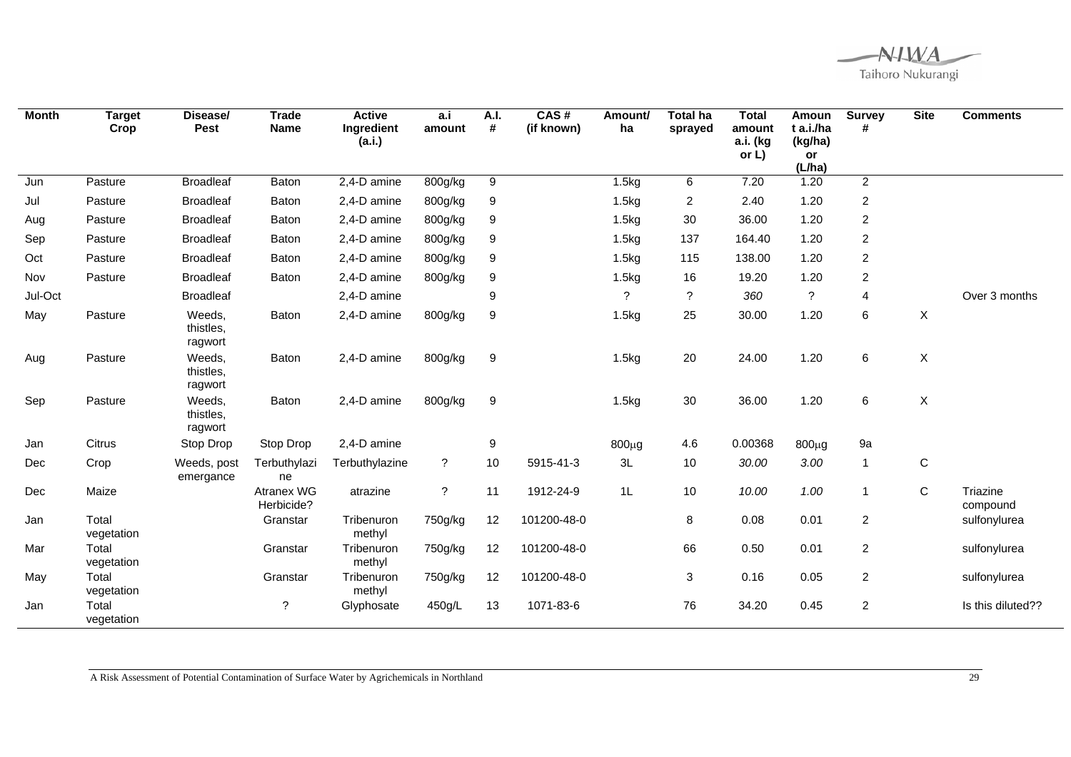| Month | Target Crop | Disease/ Pest | Trade Name | Active Ingredient (a.i.) | a.i amount | A.I. # | CAS # (if known) | Amount/ ha | Total ha sprayed | Total amount a.i. (kg or L) | Amount a.i./ha (kg/ha) or (L/ha) | Survey # | Site | Comments |
|---|---|---|---|---|---|---|---|---|---|---|---|---|---|---|
| Jun | Pasture | Broadleaf | Baton | 2,4-D amine | 800g/kg | 9 | | 1.5kg | 6 | 7.20 | 1.20 | 2 | | |
| Jul | Pasture | Broadleaf | Baton | 2,4-D amine | 800g/kg | 9 | | 1.5kg | 2 | 2.40 | 1.20 | 2 | | |
| Aug | Pasture | Broadleaf | Baton | 2,4-D amine | 800g/kg | 9 | | 1.5kg | 30 | 36.00 | 1.20 | 2 | | |
| Sep | Pasture | Broadleaf | Baton | 2,4-D amine | 800g/kg | 9 | | 1.5kg | 137 | 164.40 | 1.20 | 2 | | |
| Oct | Pasture | Broadleaf | Baton | 2,4-D amine | 800g/kg | 9 | | 1.5kg | 115 | 138.00 | 1.20 | 2 | | |
| Nov | Pasture | Broadleaf | Baton | 2,4-D amine | 800g/kg | 9 | | 1.5kg | 16 | 19.20 | 1.20 | 2 | | |
| Jul-Oct | | Broadleaf | | 2,4-D amine | | 9 | | ? | ? | *360* | ? | 4 | | Over 3 months |
| May | Pasture | Weeds, thistles, ragwort | Baton | 2,4-D amine | 800g/kg | 9 | | 1.5kg | 25 | 30.00 | 1.20 | 6 | X | |
| Aug | Pasture | Weeds, thistles, ragwort | Baton | 2,4-D amine | 800g/kg | 9 | | 1.5kg | 20 | 24.00 | 1.20 | 6 | X | |
| Sep | Pasture | Weeds, thistles, ragwort | Baton | 2,4-D amine | 800g/kg | 9 | | 1.5kg | 30 | 36.00 | 1.20 | 6 | X | |
| Jan | Citrus | Stop Drop | Stop Drop | 2,4-D amine | | 9 | | 800μg | 4.6 | 0.00368 | 800μg | 9a | | |
| Dec | Crop | Weeds, post emergance | Terbuthylazine | Terbuthylazine | ? | 10 | 5915-41-3 | 3L | 10 | *30.00* | *3.00* | 1 | C | |
| Dec | Maize | | Atranex WG Herbicide? | atrazine | ? | 11 | 1912-24-9 | 1L | 10 | *10.00* | *1.00* | 1 | C | Triazine compound |
| Jan | Total vegetation | | Granstar | Tribenuron methyl | 750g/kg | 12 | 101200-48-0 | | 8 | 0.08 | 0.01 | 2 | | sulfonylurea |
| Mar | Total vegetation | | Granstar | Tribenuron methyl | 750g/kg | 12 | 101200-48-0 | | 66 | 0.50 | 0.01 | 2 | | sulfonylurea |
| May | Total vegetation | | Granstar | Tribenuron methyl | 750g/kg | 12 | 101200-48-0 | | 3 | 0.16 | 0.05 | 2 | | sulfonylurea |
| Jan | Total vegetation | | ? | Glyphosate | 450g/L | 13 | 1071-83-6 | | 76 | 34.20 | 0.45 | 2 | | Is this diluted?? |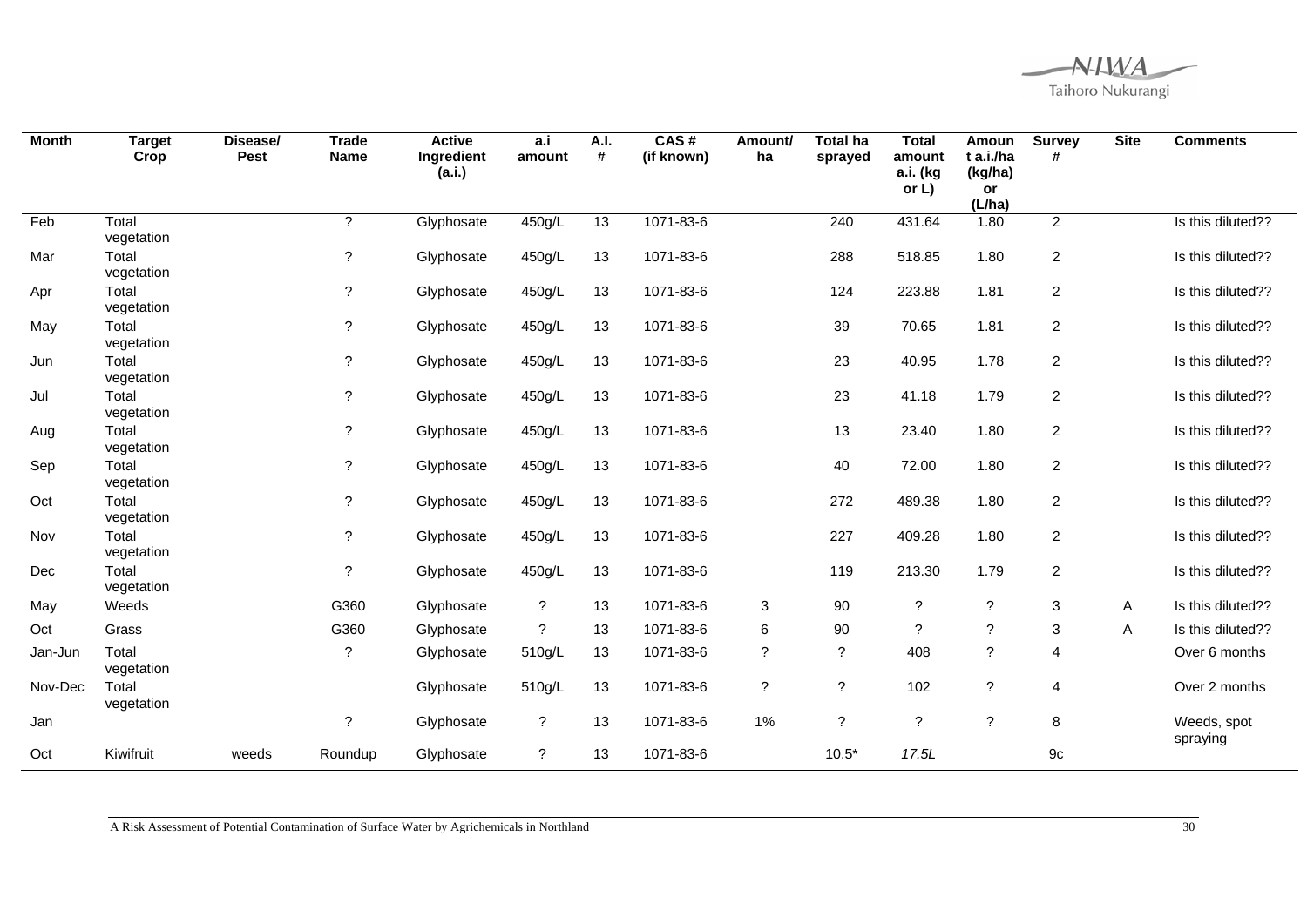| Month | Target Crop | Disease/ Pest | Trade Name | Active Ingredient (a.i.) | a.i amount | A.I. # | CAS # (if known) | Amount/ ha | Total ha sprayed | Total amount a.i. (kg or L) | Amount a.i./ha (kg/ha) or (L/ha) | Survey # | Site | Comments |
|---|---|---|---|---|---|---|---|---|---|---|---|---|---|---|
| Feb | Total vegetation | | ? | Glyphosate | 450g/L | 13 | 1071-83-6 | | 240 | 431.64 | 1.80 | 2 | | Is this diluted?? |
| Mar | Total vegetation | | ? | Glyphosate | 450g/L | 13 | 1071-83-6 | | 288 | 518.85 | 1.80 | 2 | | Is this diluted?? |
| Apr | Total vegetation | | ? | Glyphosate | 450g/L | 13 | 1071-83-6 | | 124 | 223.88 | 1.81 | 2 | | Is this diluted?? |
| May | Total vegetation | | ? | Glyphosate | 450g/L | 13 | 1071-83-6 | | 39 | 70.65 | 1.81 | 2 | | Is this diluted?? |
| Jun | Total vegetation | | ? | Glyphosate | 450g/L | 13 | 1071-83-6 | | 23 | 40.95 | 1.78 | 2 | | Is this diluted?? |
| Jul | Total vegetation | | ? | Glyphosate | 450g/L | 13 | 1071-83-6 | | 23 | 41.18 | 1.79 | 2 | | Is this diluted?? |
| Aug | Total vegetation | | ? | Glyphosate | 450g/L | 13 | 1071-83-6 | | 13 | 23.40 | 1.80 | 2 | | Is this diluted?? |
| Sep | Total vegetation | | ? | Glyphosate | 450g/L | 13 | 1071-83-6 | | 40 | 72.00 | 1.80 | 2 | | Is this diluted?? |
| Oct | Total vegetation | | ? | Glyphosate | 450g/L | 13 | 1071-83-6 | | 272 | 489.38 | 1.80 | 2 | | Is this diluted?? |
| Nov | Total vegetation | | ? | Glyphosate | 450g/L | 13 | 1071-83-6 | | 227 | 409.28 | 1.80 | 2 | | Is this diluted?? |
| Dec | Total vegetation | | ? | Glyphosate | 450g/L | 13 | 1071-83-6 | | 119 | 213.30 | 1.79 | 2 | | Is this diluted?? |
| May | Weeds | | G360 | Glyphosate | ? | 13 | 1071-83-6 | 3 | 90 | ? | ? | 3 | A | Is this diluted?? |
| Oct | Grass | | G360 | Glyphosate | ? | 13 | 1071-83-6 | 6 | 90 | ? | ? | 3 | A | Is this diluted?? |
| Jan-Jun | Total vegetation | | ? | Glyphosate | 510g/L | 13 | 1071-83-6 | ? | ? | 408 | ? | 4 | | Over 6 months |
| Nov-Dec | Total vegetation | | | Glyphosate | 510g/L | 13 | 1071-83-6 | ? | ? | 102 | ? | 4 | | Over 2 months |
| Jan | | | ? | Glyphosate | ? | 13 | 1071-83-6 | 1% | ? | ? | ? | 8 | | Weeds, spot spraying |
| Oct | Kiwifruit | weeds | Roundup | Glyphosate | ? | 13 | 1071-83-6 | | 10.5* | *17.5L* | | 9c | | |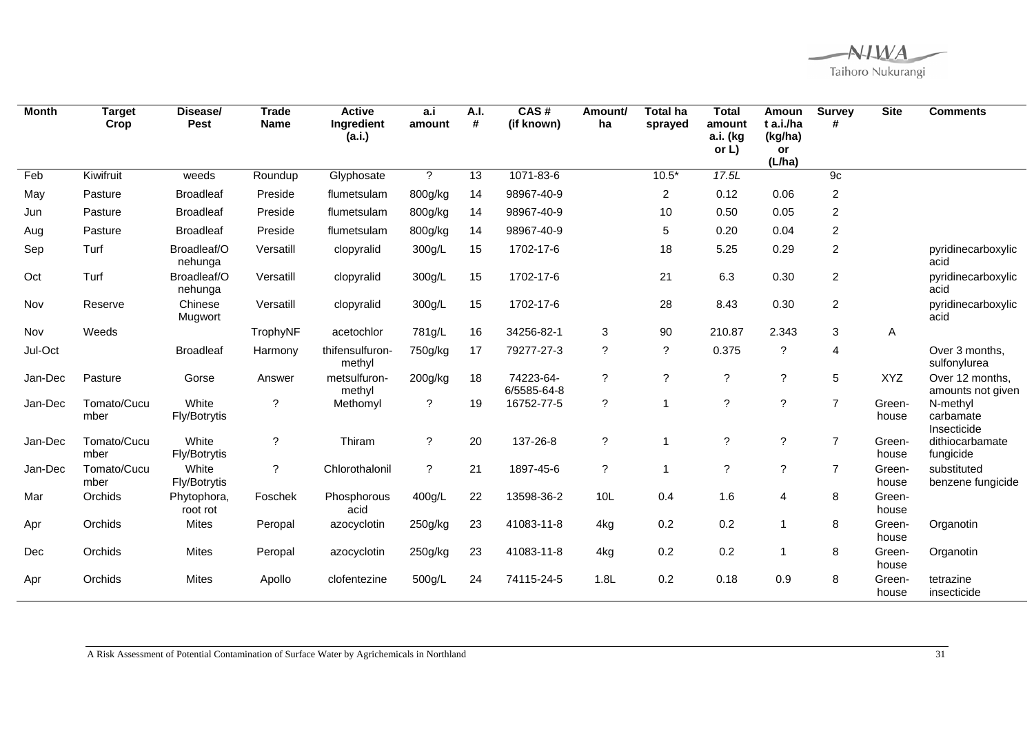| Month | Target Crop | Disease/ Pest | Trade Name | Active Ingredient (a.i.) | a.i amount | A.I. # | CAS # (if known) | Amount/ ha | Total ha sprayed | Total amount a.i. (kg or L) | Amount a.i./ha (kg/ha) or (L/ha) | Survey # | Site | Comments |
|---|---|---|---|---|---|---|---|---|---|---|---|---|---|---|
| Feb | Kiwifruit | weeds | Roundup | Glyphosate | ? | 13 | 1071-83-6 | | 10.5* | *17.5L* | | 9c | | |
| May | Pasture | Broadleaf | Preside | flumetsulam | 800g/kg | 14 | 98967-40-9 | | 2 | 0.12 | 0.06 | 2 | | |
| Jun | Pasture | Broadleaf | Preside | flumetsulam | 800g/kg | 14 | 98967-40-9 | | 10 | 0.50 | 0.05 | 2 | | |
| Aug | Pasture | Broadleaf | Preside | flumetsulam | 800g/kg | 14 | 98967-40-9 | | 5 | 0.20 | 0.04 | 2 | | |
| Sep | Turf | Broadleaf/Onehunga | Versatill | clopyralid | 300g/L | 15 | 1702-17-6 | | 18 | 5.25 | 0.29 | 2 | | pyridinecarboxylic acid |
| Oct | Turf | Broadleaf/Onehunga | Versatill | clopyralid | 300g/L | 15 | 1702-17-6 | | 21 | 6.3 | 0.30 | 2 | | pyridinecarboxylic acid |
| Nov | Reserve | Chinese Mugwort | Versatill | clopyralid | 300g/L | 15 | 1702-17-6 | | 28 | 8.43 | 0.30 | 2 | | pyridinecarboxylic acid |
| Nov | Weeds | | TrophyNF | acetochlor | 781g/L | 16 | 34256-82-1 | 3 | 90 | 210.87 | 2.343 | 3 | A | |
| Jul-Oct | | Broadleaf | Harmony | thifensulfuron-methyl | 750g/kg | 17 | 79277-27-3 | ? | ? | 0.375 | ? | 4 | | Over 3 months, sulfonylurea |
| Jan-Dec | Pasture | Gorse | Answer | metsulfuron-methyl | 200g/kg | 18 | 74223-64-6/5585-64-8 | ? | ? | ? | ? | 5 | XYZ | Over 12 months, amounts not given |
| Jan-Dec | Tomato/Cucumber | White Fly/Botrytis | ? | Methomyl | ? | 19 | 16752-77-5 | ? | 1 | ? | ? | 7 | Green-house | N-methyl carbamate Insecticide |
| Jan-Dec | Tomato/Cucumber | White Fly/Botrytis | ? | Thiram | ? | 20 | 137-26-8 | ? | 1 | ? | ? | 7 | Green-house | dithiocarbamate fungicide |
| Jan-Dec | Tomato/Cucumber | White Fly/Botrytis | ? | Chlorothalonil | ? | 21 | 1897-45-6 | ? | 1 | ? | ? | 7 | Green-house | substituted benzene fungicide |
| Mar | Orchids | Phytophora, root rot | Foschek | Phosphorous acid | 400g/L | 22 | 13598-36-2 | 10L | 0.4 | 1.6 | 4 | 8 | Green-house | |
| Apr | Orchids | Mites | Peropal | azocyclotin | 250g/kg | 23 | 41083-11-8 | 4kg | 0.2 | 0.2 | 1 | 8 | Green-house | Organotin |
| Dec | Orchids | Mites | Peropal | azocyclotin | 250g/kg | 23 | 41083-11-8 | 4kg | 0.2 | 0.2 | 1 | 8 | Green-house | Organotin |
| Apr | Orchids | Mites | Apollo | clofentezine | 500g/L | 24 | 74115-24-5 | 1.8L | 0.2 | 0.18 | 0.9 | 8 | Green-house | tetrazine insecticide |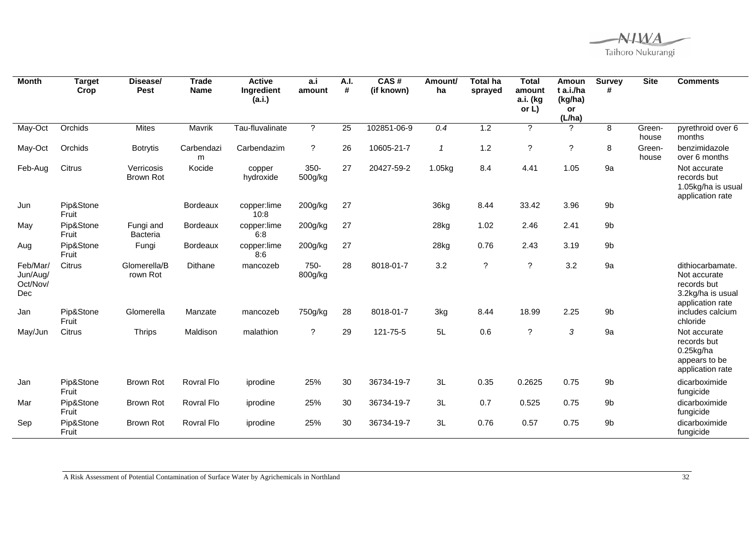| Month | Target Crop | Disease/ Pest | Trade Name | Active Ingredient (a.i.) | a.i amount | A.I. # | CAS # (if known) | Amount/ ha | Total ha sprayed | Total amount a.i. (kg or L) | Amount a.i./ha (kg/ha) or (L/ha) | Survey # | Site | Comments |
|---|---|---|---|---|---|---|---|---|---|---|---|---|---|---|
| May-Oct | Orchids | Mites | Mavrik | Tau-fluvalinate | ? | 25 | 102851-06-9 | *0.4* | 1.2 | ? | ? | 8 | Green-house | pyrethroid over 6 months |
| May-Oct | Orchids | Botrytis | Carbendazim | Carbendazim | ? | 26 | 10605-21-7 | *1* | 1.2 | ? | ? | 8 | Green-house | benzimidazole over 6 months |
| Feb-Aug | Citrus | Verricosis Brown Rot | Kocide | copper hydroxide | 350-500g/kg | 27 | 20427-59-2 | 1.05kg | 8.4 | 4.41 | 1.05 | 9a | | Not accurate records but 1.05kg/ha is usual application rate |
| Jun | Pip&Stone Fruit | | Bordeaux | copper:lime 10:8 | 200g/kg | 27 | | 36kg | 8.44 | 33.42 | 3.96 | 9b | | |
| May | Pip&Stone Fruit | Fungi and Bacteria | Bordeaux | copper:lime 6:8 | 200g/kg | 27 | | 28kg | 1.02 | 2.46 | 2.41 | 9b | | |
| Aug | Pip&Stone Fruit | Fungi | Bordeaux | copper:lime 8:6 | 200g/kg | 27 | | 28kg | 0.76 | 2.43 | 3.19 | 9b | | |
| Feb/Mar/ Jun/Aug/ Oct/Nov/ Dec | Citrus | Glomerella/Brown Rot | Dithane | mancozeb | 750-800g/kg | 28 | 8018-01-7 | 3.2 | ? | ? | 3.2 | 9a | | dithiocarbamate. Not accurate records but 3.2kg/ha is usual application rate |
| Jan | Pip&Stone Fruit | Glomerella | Manzate | mancozeb | 750g/kg | 28 | 8018-01-7 | 3kg | 8.44 | 18.99 | 2.25 | 9b | | includes calcium chloride |
| May/Jun | Citrus | Thrips | Maldison | malathion | ? | 29 | 121-75-5 | 5L | 0.6 | ? | *3* | 9a | | Not accurate records but 0.25kg/ha appears to be application rate |
| Jan | Pip&Stone Fruit | Brown Rot | Rovral Flo | iprodine | 25% | 30 | 36734-19-7 | 3L | 0.35 | 0.2625 | 0.75 | 9b | | dicarboximide fungicide |
| Mar | Pip&Stone Fruit | Brown Rot | Rovral Flo | iprodine | 25% | 30 | 36734-19-7 | 3L | 0.7 | 0.525 | 0.75 | 9b | | dicarboximide fungicide |
| Sep | Pip&Stone Fruit | Brown Rot | Rovral Flo | iprodine | 25% | 30 | 36734-19-7 | 3L | 0.76 | 0.57 | 0.75 | 9b | | dicarboximide fungicide |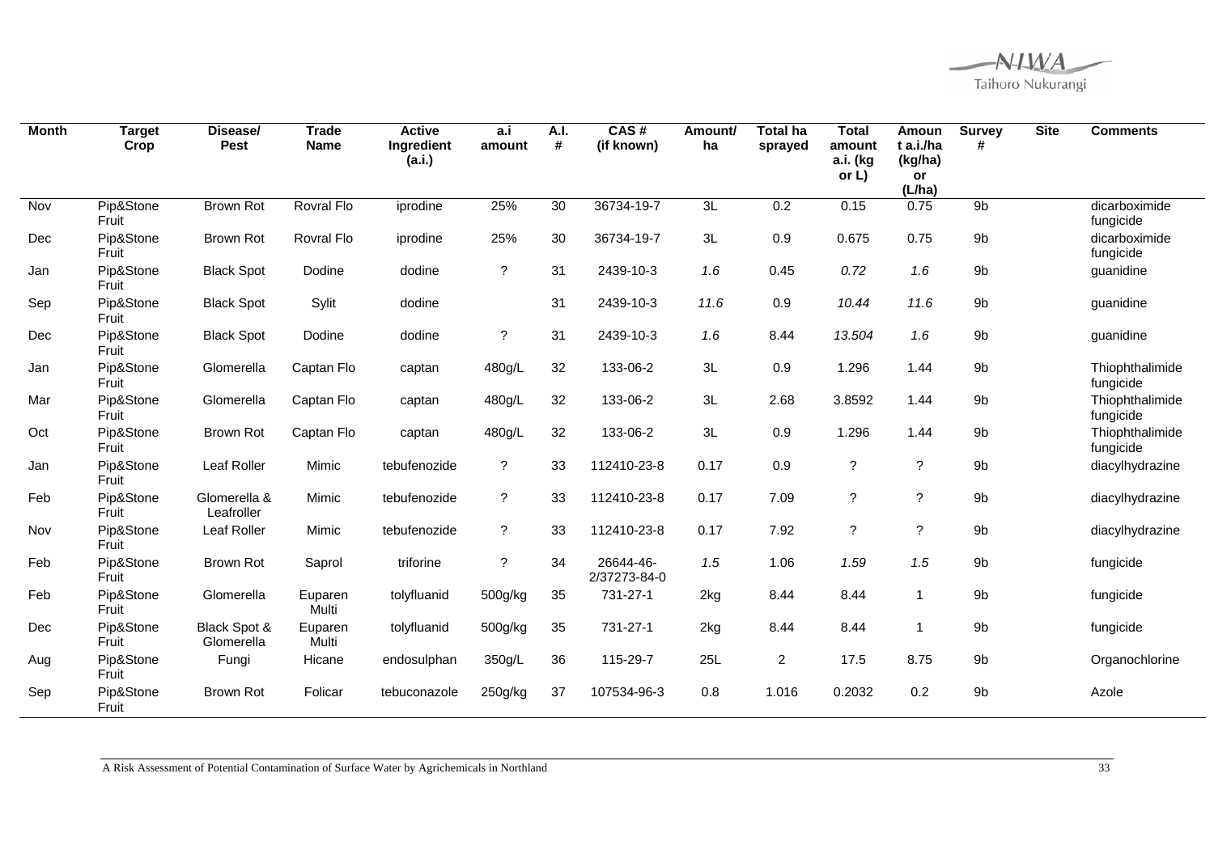| Month | Target Crop | Disease/ Pest | Trade Name | Active Ingredient (a.i.) | a.i amount | A.I. # | CAS # (if known) | Amount/ ha | Total ha sprayed | Total amount a.i. (kg or L) | Amount a.i./ha (kg/ha) or (L/ha) | Survey # | Site | Comments |
|---|---|---|---|---|---|---|---|---|---|---|---|---|---|---|
| Nov | Pip&Stone Fruit | Brown Rot | Rovral Flo | iprodine | 25% | 30 | 36734-19-7 | 3L | 0.2 | 0.15 | 0.75 | 9b | | dicarboximide fungicide |
| Dec | Pip&Stone Fruit | Brown Rot | Rovral Flo | iprodine | 25% | 30 | 36734-19-7 | 3L | 0.9 | 0.675 | 0.75 | 9b | | dicarboximide fungicide |
| Jan | Pip&Stone Fruit | Black Spot | Dodine | dodine | ? | 31 | 2439-10-3 | *1.6* | 0.45 | *0.72* | *1.6* | 9b | | guanidine |
| Sep | Pip&Stone Fruit | Black Spot | Sylit | dodine | | 31 | 2439-10-3 | *11.6* | 0.9 | *10.44* | *11.6* | 9b | | guanidine |
| Dec | Pip&Stone Fruit | Black Spot | Dodine | dodine | ? | 31 | 2439-10-3 | *1.6* | 8.44 | *13.504* | *1.6* | 9b | | guanidine |
| Jan | Pip&Stone Fruit | Glomerella | Captan Flo | captan | 480g/L | 32 | 133-06-2 | 3L | 0.9 | 1.296 | 1.44 | 9b | | Thiophthalimide fungicide |
| Mar | Pip&Stone Fruit | Glomerella | Captan Flo | captan | 480g/L | 32 | 133-06-2 | 3L | 2.68 | 3.8592 | 1.44 | 9b | | Thiophthalimide fungicide |
| Oct | Pip&Stone Fruit | Brown Rot | Captan Flo | captan | 480g/L | 32 | 133-06-2 | 3L | 0.9 | 1.296 | 1.44 | 9b | | Thiophthalimide fungicide |
| Jan | Pip&Stone Fruit | Leaf Roller | Mimic | tebufenozide | ? | 33 | 112410-23-8 | 0.17 | 0.9 | ? | ? | 9b | | diacylhydrazine |
| Feb | Pip&Stone Fruit | Glomerella & Leafroller | Mimic | tebufenozide | ? | 33 | 112410-23-8 | 0.17 | 7.09 | ? | ? | 9b | | diacylhydrazine |
| Nov | Pip&Stone Fruit | Leaf Roller | Mimic | tebufenozide | ? | 33 | 112410-23-8 | 0.17 | 7.92 | ? | ? | 9b | | diacylhydrazine |
| Feb | Pip&Stone Fruit | Brown Rot | Saprol | triforine | ? | 34 | 26644-46-2/37273-84-0 | *1.5* | 1.06 | *1.59* | *1.5* | 9b | | fungicide |
| Feb | Pip&Stone Fruit | Glomerella | Euparen Multi | tolyfluanid | 500g/kg | 35 | 731-27-1 | 2kg | 8.44 | 8.44 | 1 | 9b | | fungicide |
| Dec | Pip&Stone Fruit | Black Spot & Glomerella | Euparen Multi | tolyfluanid | 500g/kg | 35 | 731-27-1 | 2kg | 8.44 | 8.44 | 1 | 9b | | fungicide |
| Aug | Pip&Stone Fruit | Fungi | Hicane | endosulphan | 350g/L | 36 | 115-29-7 | 25L | 2 | 17.5 | 8.75 | 9b | | Organochlorine |
| Sep | Pip&Stone Fruit | Brown Rot | Folicar | tebuconazole | 250g/kg | 37 | 107534-96-3 | 0.8 | 1.016 | 0.2032 | 0.2 | 9b | | Azole |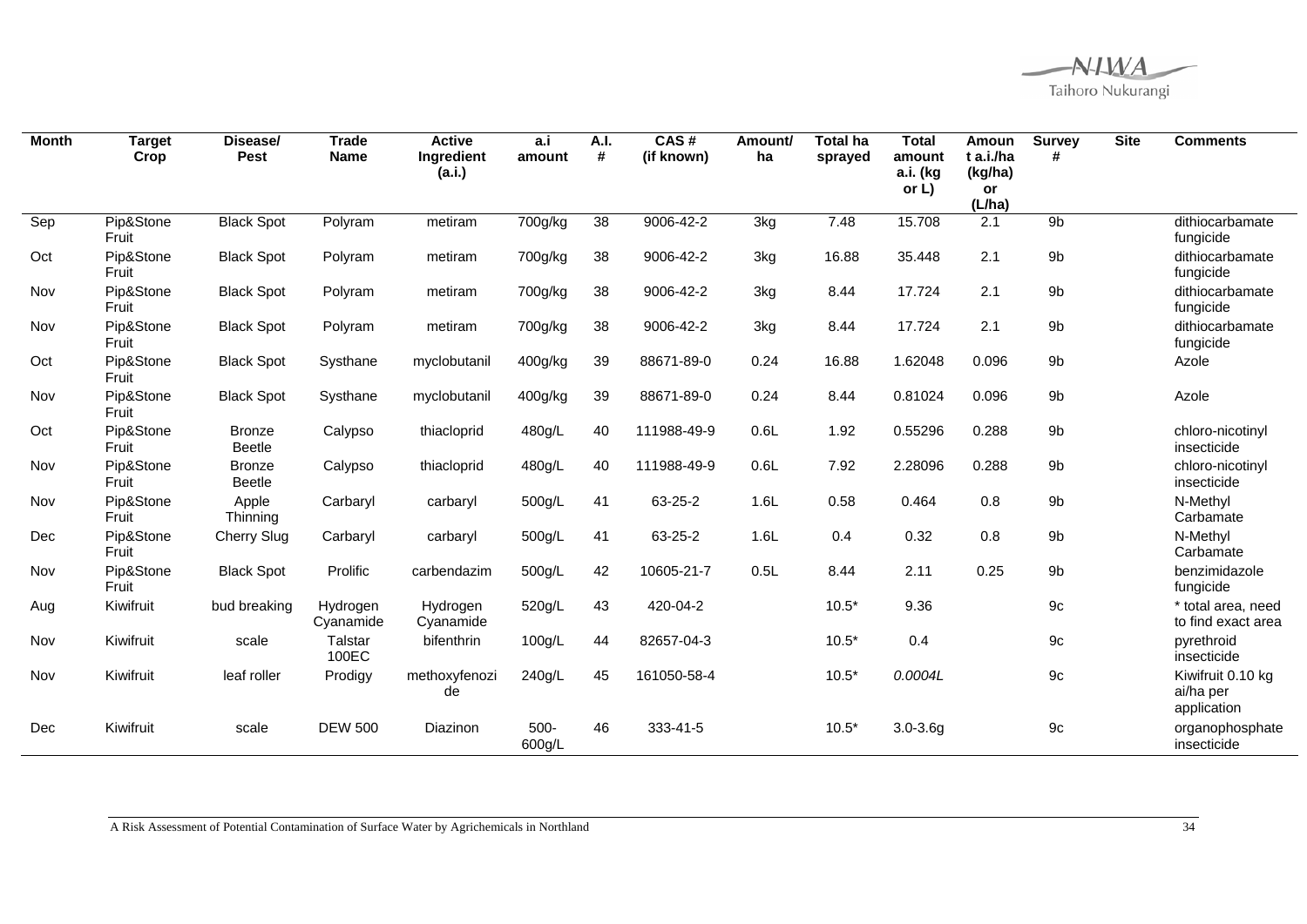| Month | Target Crop | Disease/ Pest | Trade Name | Active Ingredient (a.i.) | a.i amount | A.I. # | CAS # (if known) | Amount/ ha | Total ha sprayed | Total amount a.i. (kg or L) | Amount a.i./ha (kg/ha) or (L/ha) | Survey # | Site | Comments |
|---|---|---|---|---|---|---|---|---|---|---|---|---|---|---|
| Sep | Pip&Stone Fruit | Black Spot | Polyram | metiram | 700g/kg | 38 | 9006-42-2 | 3kg | 7.48 | 15.708 | 2.1 | 9b | | dithiocarbamate fungicide |
| Oct | Pip&Stone Fruit | Black Spot | Polyram | metiram | 700g/kg | 38 | 9006-42-2 | 3kg | 16.88 | 35.448 | 2.1 | 9b | | dithiocarbamate fungicide |
| Nov | Pip&Stone Fruit | Black Spot | Polyram | metiram | 700g/kg | 38 | 9006-42-2 | 3kg | 8.44 | 17.724 | 2.1 | 9b | | dithiocarbamate fungicide |
| Nov | Pip&Stone Fruit | Black Spot | Polyram | metiram | 700g/kg | 38 | 9006-42-2 | 3kg | 8.44 | 17.724 | 2.1 | 9b | | dithiocarbamate fungicide |
| Oct | Pip&Stone Fruit | Black Spot | Systhane | myclobutanil | 400g/kg | 39 | 88671-89-0 | 0.24 | 16.88 | 1.62048 | 0.096 | 9b | | Azole |
| Nov | Pip&Stone Fruit | Black Spot | Systhane | myclobutanil | 400g/kg | 39 | 88671-89-0 | 0.24 | 8.44 | 0.81024 | 0.096 | 9b | | Azole |
| Oct | Pip&Stone Fruit | Bronze Beetle | Calypso | thiacloprid | 480g/L | 40 | 111988-49-9 | 0.6L | 1.92 | 0.55296 | 0.288 | 9b | | chloro-nicotinyl insecticide |
| Nov | Pip&Stone Fruit | Bronze Beetle | Calypso | thiacloprid | 480g/L | 40 | 111988-49-9 | 0.6L | 7.92 | 2.28096 | 0.288 | 9b | | chloro-nicotinyl insecticide |
| Nov | Pip&Stone Fruit | Apple Thinning | Carbaryl | carbaryl | 500g/L | 41 | 63-25-2 | 1.6L | 0.58 | 0.464 | 0.8 | 9b | | N-Methyl Carbamate |
| Dec | Pip&Stone Fruit | Cherry Slug | Carbaryl | carbaryl | 500g/L | 41 | 63-25-2 | 1.6L | 0.4 | 0.32 | 0.8 | 9b | | N-Methyl Carbamate |
| Nov | Pip&Stone Fruit | Black Spot | Prolific | carbendazim | 500g/L | 42 | 10605-21-7 | 0.5L | 8.44 | 2.11 | 0.25 | 9b | | benzimidazole fungicide |
| Aug | Kiwifruit | bud breaking | Hydrogen Cyanamide | Hydrogen Cyanamide | 520g/L | 43 | 420-04-2 | | 10.5* | 9.36 | | 9c | | * total area, need to find exact area |
| Nov | Kiwifruit | scale | Talstar 100EC | bifenthrin | 100g/L | 44 | 82657-04-3 | | 10.5* | 0.4 | | 9c | | pyrethroid insecticide |
| Nov | Kiwifruit | leaf roller | Prodigy | methoxyfenozide | 240g/L | 45 | 161050-58-4 | | 10.5* | *0.0004L* | | 9c | | Kiwifruit 0.10 kg ai/ha per application |
| Dec | Kiwifruit | scale | DEW 500 | Diazinon | 500-600g/L | 46 | 333-41-5 | | 10.5* | 3.0-3.6g | | 9c | | organophosphate insecticide |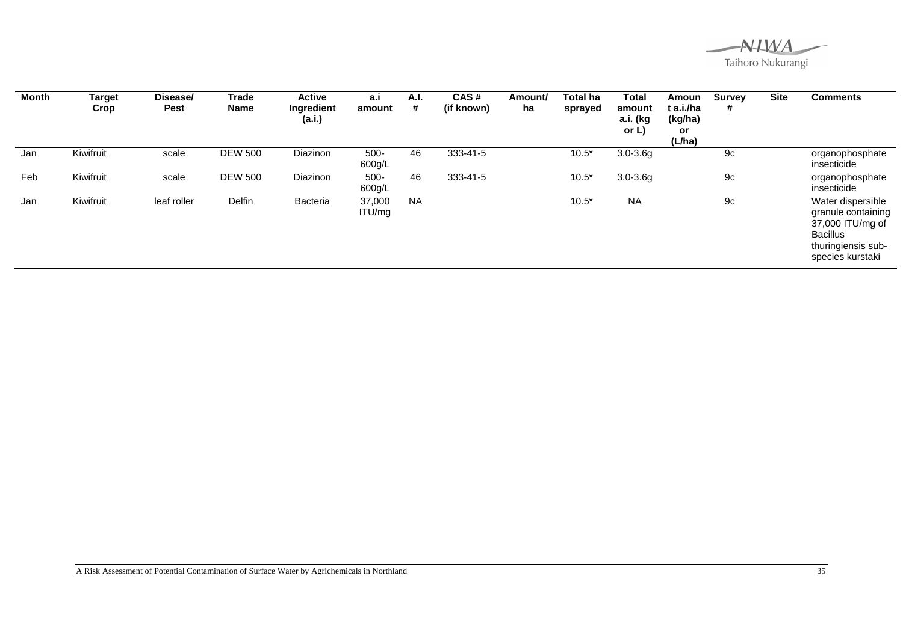| Month | Target Crop | Disease/ Pest | Trade Name | Active Ingredient (a.i.) | a.i amount | A.I. # | CAS # (if known) | Amount/ ha | Total ha sprayed | Total amount a.i. (kg or L) | Amount a.i./ha (kg/ha) or (L/ha) | Survey # | Site | Comments |
|---|---|---|---|---|---|---|---|---|---|---|---|---|---|---|
| Jan | Kiwifruit | scale | DEW 500 | Diazinon | 500-600g/L | 46 | 333-41-5 | | 10.5* | 3.0-3.6g | | 9c | | organophosphate insecticide |
| Feb | Kiwifruit | scale | DEW 500 | Diazinon | 500-600g/L | 46 | 333-41-5 | | 10.5* | 3.0-3.6g | | 9c | | organophosphate insecticide |
| Jan | Kiwifruit | leaf roller | Delfin | Bacteria | 37,000 ITU/mg | NA | | | 10.5* | NA | | 9c | | Water dispersible granule containing 37,000 ITU/mg of Bacillus thuringiensis sub-species kurstaki |